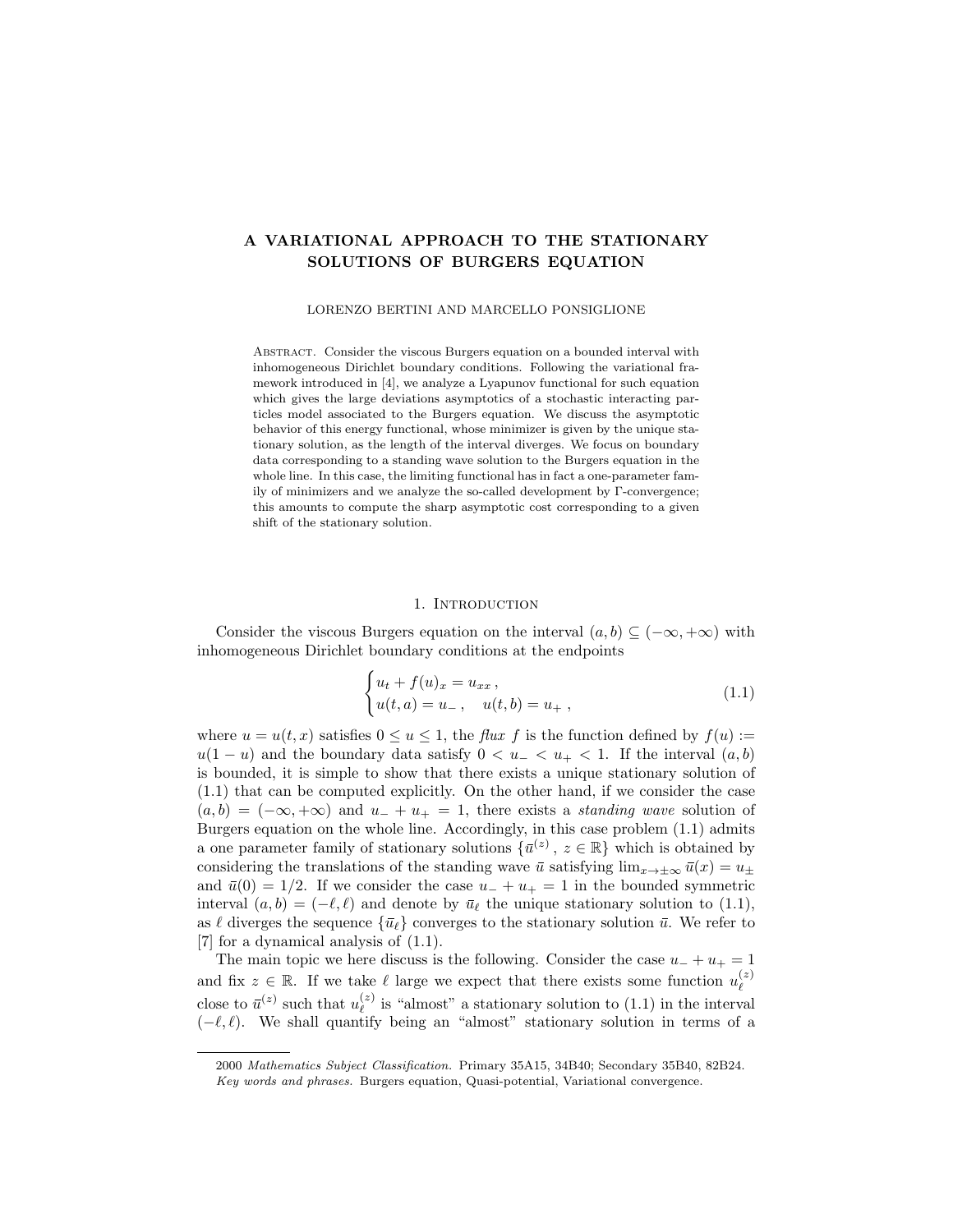# A VARIATIONAL APPROACH TO THE STATIONARY SOLUTIONS OF BURGERS EQUATION

LORENZO BERTINI AND MARCELLO PONSIGLIONE

Abstract. Consider the viscous Burgers equation on a bounded interval with inhomogeneous Dirichlet boundary conditions. Following the variational framework introduced in [4], we analyze a Lyapunov functional for such equation which gives the large deviations asymptotics of a stochastic interacting particles model associated to the Burgers equation. We discuss the asymptotic behavior of this energy functional, whose minimizer is given by the unique stationary solution, as the length of the interval diverges. We focus on boundary data corresponding to a standing wave solution to the Burgers equation in the whole line. In this case, the limiting functional has in fact a one-parameter family of minimizers and we analyze the so-called development by Γ-convergence; this amounts to compute the sharp asymptotic cost corresponding to a given shift of the stationary solution.

## 1. Introduction

Consider the viscous Burgers equation on the interval $(a, b) \subseteq (-\infty, +\infty)$ with inhomogeneous Dirichlet boundary conditions at the endpoints

$$\begin{cases} u_t + f(u)_x = u_{xx} \,, \\ u(t,a) = u_- \,, \quad u(t,b) = u_+ \,, \end{cases} \tag{1.1}$$

where $u = u(t,x)$ satisfies $0 \le u \le 1$, the *flux* $f$ is the function defined by $f(u) := u(1-u)$ and the boundary data satisfy $0 < u_- < u_+ < 1$. If the interval $(a, b)$ is bounded, it is simple to show that there exists a unique stationary solution of (1.1) that can be computed explicitly. On the other hand, if we consider the case $(a, b) = (-\infty, +\infty)$ and $u_- + u_+ = 1$, there exists a *standing wave* solution of Burgers equation on the whole line. Accordingly, in this case problem (1.1) admits a one parameter family of stationary solutions $\{\bar{u}^{(z)}\,,\, z \in \mathbb{R}\}$ which is obtained by considering the translations of the standing wave $\bar{u}$ satisfying $\lim_{x\to\pm\infty} \bar{u}(x) = u_\pm$ and $\bar{u}(0) = 1/2$. If we consider the case $u_- + u_+ = 1$ in the bounded symmetric interval $(a, b) = (-\ell, \ell)$ and denote by $\bar{u}_\ell$ the unique stationary solution to (1.1), as $\ell$ diverges the sequence $\{\bar{u}_\ell\}$ converges to the stationary solution $\bar{u}$. We refer to [7] for a dynamical analysis of (1.1).

The main topic we here discuss is the following. Consider the case $u_- + u_+ = 1$ and fix $z \in \mathbb{R}$. If we take $\ell$ large we expect that there exists some function $u_\ell^{(z)}$ close to $\bar{u}^{(z)}$ such that $u_\ell^{(z)}$ is "almost" a stationary solution to (1.1) in the interval $(-\ell, \ell)$. We shall quantify being an "almost" stationary solution in terms of a

2000 *Mathematics Subject Classification.* Primary 35A15, 34B40; Secondary 35B40, 82B24.
*Key words and phrases.* Burgers equation, Quasi-potential, Variational convergence.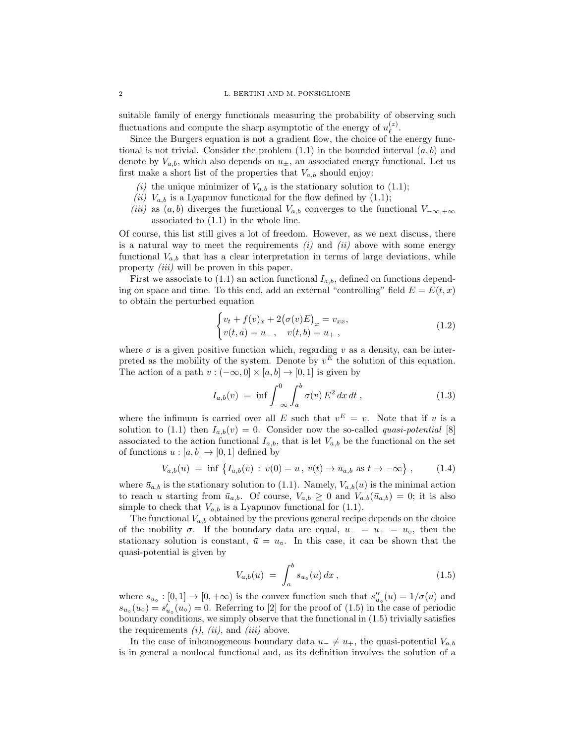suitable family of energy functionals measuring the probability of observing such fluctuations and compute the sharp asymptotic of the energy of $u_\ell^{(z)}$.

Since the Burgers equation is not a gradient flow, the choice of the energy functional is not trivial. Consider the problem (1.1) in the bounded interval $(a, b)$ and denote by $V_{a,b}$, which also depends on $u_\pm$, an associated energy functional. Let us first make a short list of the properties that $V_{a,b}$ should enjoy:

*(i)* the unique minimizer of $V_{a,b}$ is the stationary solution to (1.1);

*(ii)* $V_{a,b}$ is a Lyapunov functional for the flow defined by (1.1);

*(iii)* as $(a, b)$ diverges the functional $V_{a,b}$ converges to the functional $V_{-\infty,+\infty}$ associated to (1.1) in the whole line.

Of course, this list still gives a lot of freedom. However, as we next discuss, there is a natural way to meet the requirements *(i)* and *(ii)* above with some energy functional $V_{a,b}$ that has a clear interpretation in terms of large deviations, while property *(iii)* will be proven in this paper.

First we associate to (1.1) an action functional $I_{a,b}$, defined on functions depending on space and time. To this end, add an external "controlling" field $E = E(t, x)$ to obtain the perturbed equation

$$
\begin{cases} v_t + f(v)_x + 2\big(\sigma(v)E\big)_x = v_{xx}, \\ v(t,a) = u_- , \quad v(t,b) = u_+ , \end{cases} \tag{1.2}
$$

where $\sigma$ is a given positive function which, regarding $v$ as a density, can be interpreted as the mobility of the system. Denote by $v^E$ the solution of this equation. The action of a path $v : (-\infty, 0] \times [a, b] \to [0, 1]$ is given by

$$
I_{a,b}(v) \;=\; \inf \int_{-\infty}^{0} \int_a^b \sigma(v)\, E^2 \, dx\, dt \;, \tag{1.3}
$$

where the infimum is carried over all $E$ such that $v^E = v$. Note that if $v$ is a solution to (1.1) then $I_{a,b}(v) = 0$. Consider now the so-called *quasi-potential* [8] associated to the action functional $I_{a,b}$, that is let $V_{a,b}$ be the functional on the set of functions $u : [a, b] \to [0, 1]$ defined by

$$
V_{a,b}(u) \;=\; \inf \big\{ I_{a,b}(v) \,:\, v(0) = u \,,\; v(t) \to \bar{u}_{a,b} \text{ as } t \to -\infty \big\} \;, \tag{1.4}
$$

where $\bar{u}_{a,b}$ is the stationary solution to (1.1). Namely, $V_{a,b}(u)$ is the minimal action to reach $u$ starting from $\bar{u}_{a,b}$. Of course, $V_{a,b} \ge 0$ and $V_{a,b}(\bar{u}_{a,b}) = 0$; it is also simple to check that $V_{a,b}$ is a Lyapunov functional for (1.1).

The functional $V_{a,b}$ obtained by the previous general recipe depends on the choice of the mobility $\sigma$. If the boundary data are equal, $u_- = u_+ = u_\circ$, then the stationary solution is constant, $\bar{u} = u_\circ$. In this case, it can be shown that the quasi-potential is given by

$$
V_{a,b}(u) \;=\; \int_a^b s_{u_\circ}(u)\, dx \;, \tag{1.5}
$$

where $s_{u_\circ} : [0, 1] \to [0, +\infty)$ is the convex function such that $s''_{u_\circ}(u) = 1/\sigma(u)$ and $s_{u_\circ}(u_\circ) = s'_{u_\circ}(u_\circ) = 0$. Referring to [2] for the proof of (1.5) in the case of periodic boundary conditions, we simply observe that the functional in (1.5) trivially satisfies the requirements *(i)*, *(ii)*, and *(iii)* above.

In the case of inhomogeneous boundary data $u_- \neq u_+$, the quasi-potential $V_{a,b}$ is in general a nonlocal functional and, as its definition involves the solution of a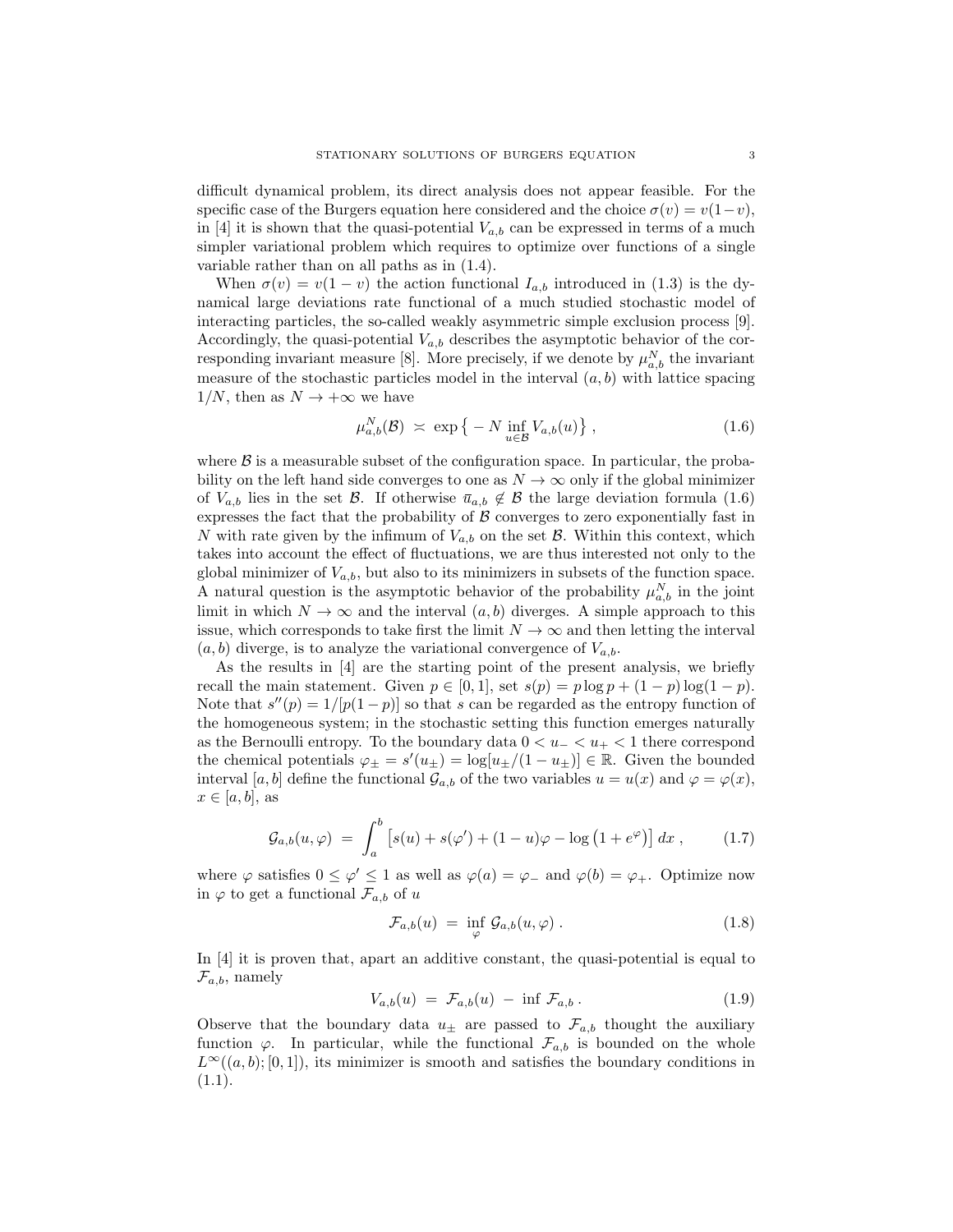difficult dynamical problem, its direct analysis does not appear feasible. For the specific case of the Burgers equation here considered and the choice $\sigma(v) = v(1-v)$, in [4] it is shown that the quasi-potential $V_{a,b}$ can be expressed in terms of a much simpler variational problem which requires to optimize over functions of a single variable rather than on all paths as in (1.4).

When $\sigma(v) = v(1-v)$ the action functional $I_{a,b}$ introduced in (1.3) is the dynamical large deviations rate functional of a much studied stochastic model of interacting particles, the so-called weakly asymmetric simple exclusion process [9]. Accordingly, the quasi-potential $V_{a,b}$ describes the asymptotic behavior of the corresponding invariant measure [8]. More precisely, if we denote by $\mu_{a,b}^N$ the invariant measure of the stochastic particles model in the interval $(a,b)$ with lattice spacing $1/N$, then as $N \to +\infty$ we have

$$\mu_{a,b}^N(\mathcal{B}) \asymp \exp\big\{ -N \inf_{u \in \mathcal{B}} V_{a,b}(u) \big\} , \tag{1.6}$$

where $\mathcal{B}$ is a measurable subset of the configuration space. In particular, the probability on the left hand side converges to one as $N \to \infty$ only if the global minimizer of $V_{a,b}$ lies in the set $\mathcal{B}$. If otherwise $\bar{u}_{a,b} \notin \mathcal{B}$ the large deviation formula (1.6) expresses the fact that the probability of $\mathcal{B}$ converges to zero exponentially fast in $N$ with rate given by the infimum of $V_{a,b}$ on the set $\mathcal{B}$. Within this context, which takes into account the effect of fluctuations, we are thus interested not only to the global minimizer of $V_{a,b}$, but also to its minimizers in subsets of the function space. A natural question is the asymptotic behavior of the probability $\mu_{a,b}^N$ in the joint limit in which $N \to \infty$ and the interval $(a,b)$ diverges. A simple approach to this issue, which corresponds to take first the limit $N \to \infty$ and then letting the interval $(a,b)$ diverge, is to analyze the variational convergence of $V_{a,b}$.

As the results in [4] are the starting point of the present analysis, we briefly recall the main statement. Given $p \in [0,1]$, set $s(p) = p \log p + (1-p)\log(1-p)$. Note that $s''(p) = 1/[p(1-p)]$ so that $s$ can be regarded as the entropy function of the homogeneous system; in the stochastic setting this function emerges naturally as the Bernoulli entropy. To the boundary data $0 < u_- < u_+ < 1$ there correspond the chemical potentials $\varphi_\pm = s'(u_\pm) = \log[u_\pm/(1-u_\pm)] \in \mathbb{R}$. Given the bounded interval $[a,b]$ define the functional $\mathcal{G}_{a,b}$ of the two variables $u = u(x)$ and $\varphi = \varphi(x)$, $x \in [a,b]$, as

$$\mathcal{G}_{a,b}(u,\varphi) = \int_a^b \big[ s(u) + s(\varphi') + (1-u)\varphi - \log\big(1+e^{\varphi}\big) \big] \, dx , \tag{1.7}$$

where $\varphi$ satisfies $0 \le \varphi' \le 1$ as well as $\varphi(a) = \varphi_-$ and $\varphi(b) = \varphi_+$. Optimize now in $\varphi$ to get a functional $\mathcal{F}_{a,b}$ of $u$

$$\mathcal{F}_{a,b}(u) = \inf_{\varphi} \mathcal{G}_{a,b}(u,\varphi) . \tag{1.8}$$

In [4] it is proven that, apart an additive constant, the quasi-potential is equal to $\mathcal{F}_{a,b}$, namely

$$V_{a,b}(u) = \mathcal{F}_{a,b}(u) - \inf \mathcal{F}_{a,b} . \tag{1.9}$$

Observe that the boundary data $u_\pm$ are passed to $\mathcal{F}_{a,b}$ thought the auxiliary function $\varphi$. In particular, while the functional $\mathcal{F}_{a,b}$ is bounded on the whole $L^\infty((a,b);[0,1])$, its minimizer is smooth and satisfies the boundary conditions in (1.1).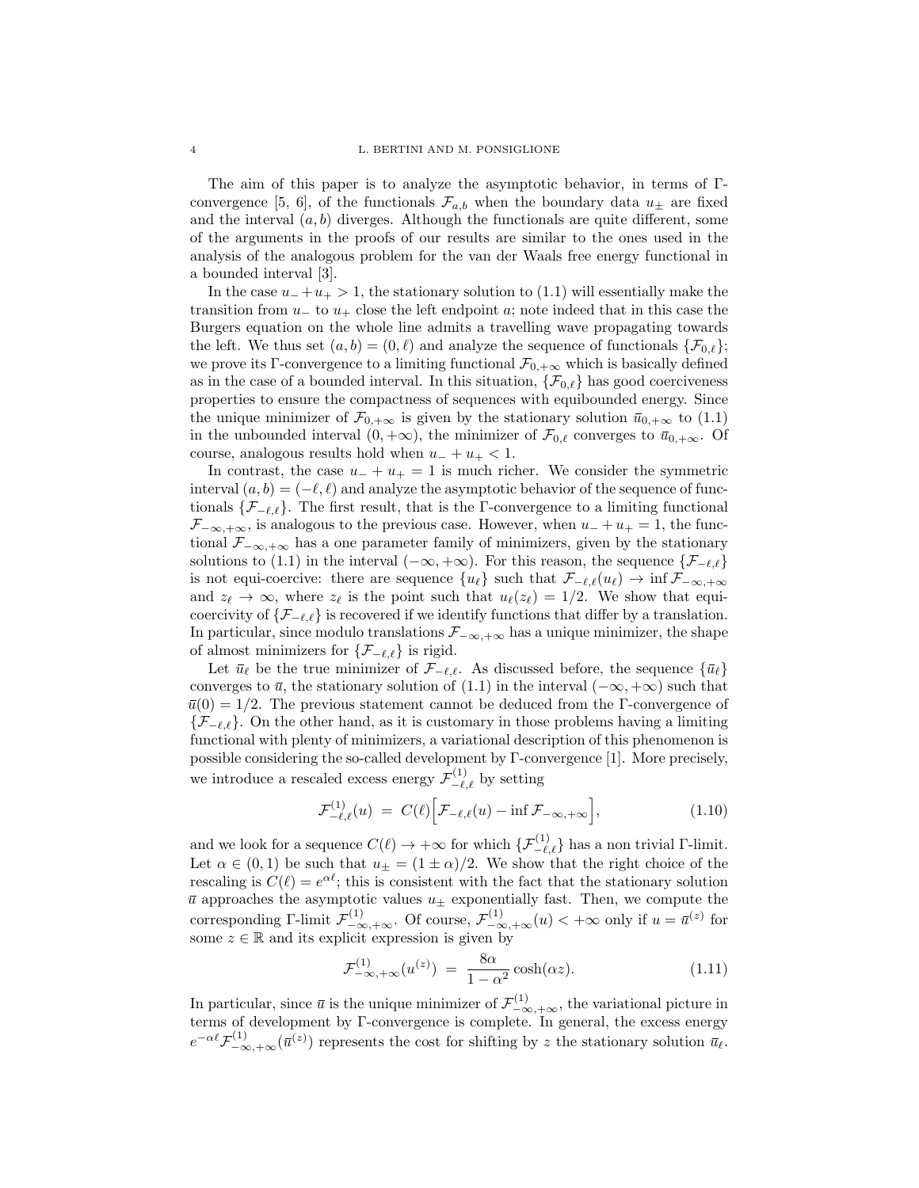The aim of this paper is to analyze the asymptotic behavior, in terms of Γ-convergence [5, 6], of the functionals $\mathcal{F}_{a,b}$ when the boundary data $u_\pm$ are fixed and the interval $(a, b)$ diverges. Although the functionals are quite different, some of the arguments in the proofs of our results are similar to the ones used in the analysis of the analogous problem for the van der Waals free energy functional in a bounded interval [3].

In the case $u_- + u_+ > 1$, the stationary solution to (1.1) will essentially make the transition from $u_-$ to $u_+$ close the left endpoint $a$; note indeed that in this case the Burgers equation on the whole line admits a travelling wave propagating towards the left. We thus set $(a, b) = (0, \ell)$ and analyze the sequence of functionals $\{\mathcal{F}_{0,\ell}\}$; we prove its Γ-convergence to a limiting functional $\mathcal{F}_{0,+\infty}$ which is basically defined as in the case of a bounded interval. In this situation, $\{\mathcal{F}_{0,\ell}\}$ has good coerciveness properties to ensure the compactness of sequences with equibounded energy. Since the unique minimizer of $\mathcal{F}_{0,+\infty}$ is given by the stationary solution $\bar{u}_{0,+\infty}$ to (1.1) in the unbounded interval $(0, +\infty)$, the minimizer of $\mathcal{F}_{0,\ell}$ converges to $\bar{u}_{0,+\infty}$. Of course, analogous results hold when $u_- + u_+ < 1$.

In contrast, the case $u_- + u_+ = 1$ is much richer. We consider the symmetric interval $(a, b) = (-\ell, \ell)$ and analyze the asymptotic behavior of the sequence of functionals $\{\mathcal{F}_{-\ell,\ell}\}$. The first result, that is the Γ-convergence to a limiting functional $\mathcal{F}_{-\infty,+\infty}$, is analogous to the previous case. However, when $u_- + u_+ = 1$, the functional $\mathcal{F}_{-\infty,+\infty}$ has a one parameter family of minimizers, given by the stationary solutions to (1.1) in the interval $(-\infty, +\infty)$. For this reason, the sequence $\{\mathcal{F}_{-\ell,\ell}\}$ is not equi-coercive: there are sequence $\{u_\ell\}$ such that $\mathcal{F}_{-\ell,\ell}(u_\ell) \to \inf \mathcal{F}_{-\infty,+\infty}$ and $z_\ell \to \infty$, where $z_\ell$ is the point such that $u_\ell(z_\ell) = 1/2$. We show that equi-coercivity of $\{\mathcal{F}_{-\ell,\ell}\}$ is recovered if we identify functions that differ by a translation. In particular, since modulo translations $\mathcal{F}_{-\infty,+\infty}$ has a unique minimizer, the shape of almost minimizers for $\{\mathcal{F}_{-\ell,\ell}\}$ is rigid.

Let $\bar{u}_\ell$ be the true minimizer of $\mathcal{F}_{-\ell,\ell}$. As discussed before, the sequence $\{\bar{u}_\ell\}$ converges to $\bar{u}$, the stationary solution of (1.1) in the interval $(-\infty, +\infty)$ such that $\bar{u}(0) = 1/2$. The previous statement cannot be deduced from the Γ-convergence of $\{\mathcal{F}_{-\ell,\ell}\}$. On the other hand, as it is customary in those problems having a limiting functional with plenty of minimizers, a variational description of this phenomenon is possible considering the so-called development by Γ-convergence [1]. More precisely, we introduce a rescaled excess energy $\mathcal{F}^{(1)}_{-\ell,\ell}$ by setting

$$\mathcal{F}^{(1)}_{-\ell,\ell}(u) \;=\; C(\ell)\Big[\mathcal{F}_{-\ell,\ell}(u) - \inf \mathcal{F}_{-\infty,+\infty}\Big], \tag{1.10}$$

and we look for a sequence $C(\ell) \to +\infty$ for which $\{\mathcal{F}^{(1)}_{-\ell,\ell}\}$ has a non trivial Γ-limit. Let $\alpha \in (0, 1)$ be such that $u_\pm = (1 \pm \alpha)/2$. We show that the right choice of the rescaling is $C(\ell) = e^{\alpha\ell}$; this is consistent with the fact that the stationary solution $\bar{u}$ approaches the asymptotic values $u_\pm$ exponentially fast. Then, we compute the corresponding Γ-limit $\mathcal{F}^{(1)}_{-\infty,+\infty}$. Of course, $\mathcal{F}^{(1)}_{-\infty,+\infty}(u) < +\infty$ only if $u = \bar{u}^{(z)}$ for some $z \in \mathbb{R}$ and its explicit expression is given by

$$\mathcal{F}^{(1)}_{-\infty,+\infty}(u^{(z)}) \;=\; \frac{8\alpha}{1-\alpha^2}\cosh(\alpha z). \tag{1.11}$$

In particular, since $\bar{u}$ is the unique minimizer of $\mathcal{F}^{(1)}_{-\infty,+\infty}$, the variational picture in terms of development by Γ-convergence is complete. In general, the excess energy $e^{-\alpha\ell}\mathcal{F}^{(1)}_{-\infty,+\infty}(\bar{u}^{(z)})$ represents the cost for shifting by $z$ the stationary solution $\bar{u}_\ell$.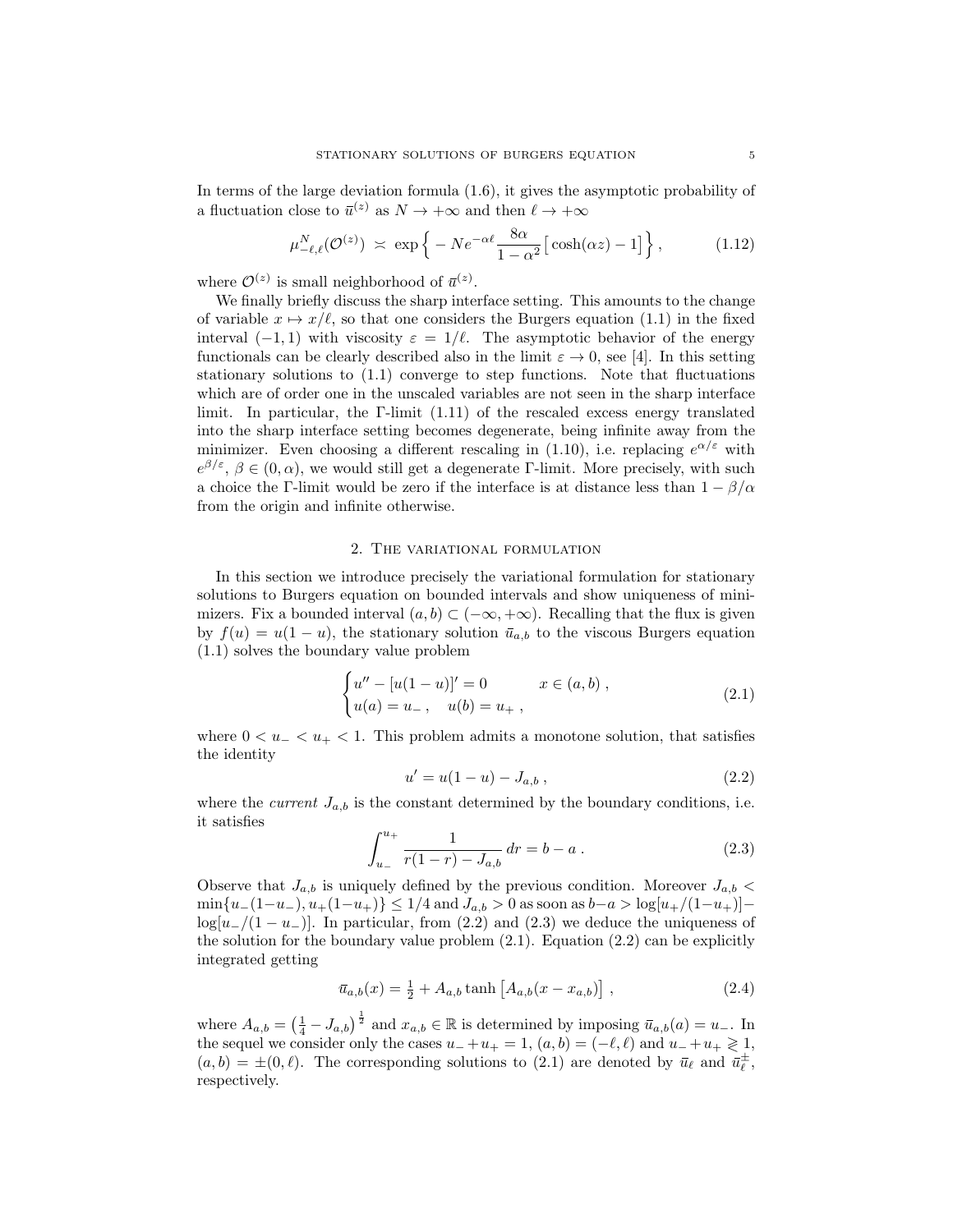In terms of the large deviation formula (1.6), it gives the asymptotic probability of a fluctuation close to $\bar{u}^{(z)}$ as $N \to +\infty$ and then $\ell \to +\infty$

$$
\mu^N_{-\ell,\ell}(\mathcal{O}^{(z)}) \asymp \exp\Big\{ -Ne^{-\alpha\ell}\frac{8\alpha}{1-\alpha^2}\big[\cosh(\alpha z)-1\big]\Big\}\,, \tag{1.12}
$$

where $\mathcal{O}^{(z)}$ is small neighborhood of $\bar{u}^{(z)}$.

We finally briefly discuss the sharp interface setting. This amounts to the change of variable $x \mapsto x/\ell$, so that one considers the Burgers equation (1.1) in the fixed interval $(-1, 1)$ with viscosity $\varepsilon = 1/\ell$. The asymptotic behavior of the energy functionals can be clearly described also in the limit $\varepsilon \to 0$, see [4]. In this setting stationary solutions to (1.1) converge to step functions. Note that fluctuations which are of order one in the unscaled variables are not seen in the sharp interface limit. In particular, the $\Gamma$-limit (1.11) of the rescaled excess energy translated into the sharp interface setting becomes degenerate, being infinite away from the minimizer. Even choosing a different rescaling in (1.10), i.e. replacing $e^{\alpha/\varepsilon}$ with $e^{\beta/\varepsilon}$, $\beta \in (0, \alpha)$, we would still get a degenerate $\Gamma$-limit. More precisely, with such a choice the $\Gamma$-limit would be zero if the interface is at distance less than $1 - \beta/\alpha$ from the origin and infinite otherwise.

## 2. The variational formulation

In this section we introduce precisely the variational formulation for stationary solutions to Burgers equation on bounded intervals and show uniqueness of minimizers. Fix a bounded interval $(a, b) \subset (-\infty, +\infty)$. Recalling that the flux is given by $f(u) = u(1 - u)$, the stationary solution $\bar{u}_{a,b}$ to the viscous Burgers equation (1.1) solves the boundary value problem

$$
\begin{cases} u'' - [u(1-u)]' = 0 & x \in (a,b)\,, \\ u(a) = u_-\,, \quad u(b) = u_+\,, \end{cases} \tag{2.1}
$$

where $0 < u_- < u_+ < 1$. This problem admits a monotone solution, that satisfies the identity

$$
u' = u(1-u) - J_{a,b}\,, \tag{2.2}
$$

where the *current* $J_{a,b}$ is the constant determined by the boundary conditions, i.e. it satisfies

$$
\int_{u_-}^{u_+} \frac{1}{r(1-r) - J_{a,b}}\, dr = b - a\,. \tag{2.3}
$$

Observe that $J_{a,b}$ is uniquely defined by the previous condition. Moreover $J_{a,b} < \min\{u_-(1-u_-), u_+(1-u_+)\} \le 1/4$ and $J_{a,b} > 0$ as soon as $b-a > \log[u_+/(1-u_+)] - \log[u_-/(1-u_-)]$. In particular, from (2.2) and (2.3) we deduce the uniqueness of the solution for the boundary value problem (2.1). Equation (2.2) can be explicitly integrated getting

$$
\bar{u}_{a,b}(x) = \tfrac{1}{2} + A_{a,b}\tanh\big[A_{a,b}(x - x_{a,b})\big]\,, \tag{2.4}
$$

where $A_{a,b} = \big(\frac{1}{4} - J_{a,b}\big)^{\frac{1}{2}}$ and $x_{a,b} \in \mathbb{R}$ is determined by imposing $\bar{u}_{a,b}(a) = u_-$. In the sequel we consider only the cases $u_- + u_+ = 1$, $(a, b) = (-\ell, \ell)$ and $u_- + u_+ \gtrless 1$, $(a, b) = \pm(0, \ell)$. The corresponding solutions to (2.1) are denoted by $\bar{u}_\ell$ and $\bar{u}^\pm_\ell$, respectively.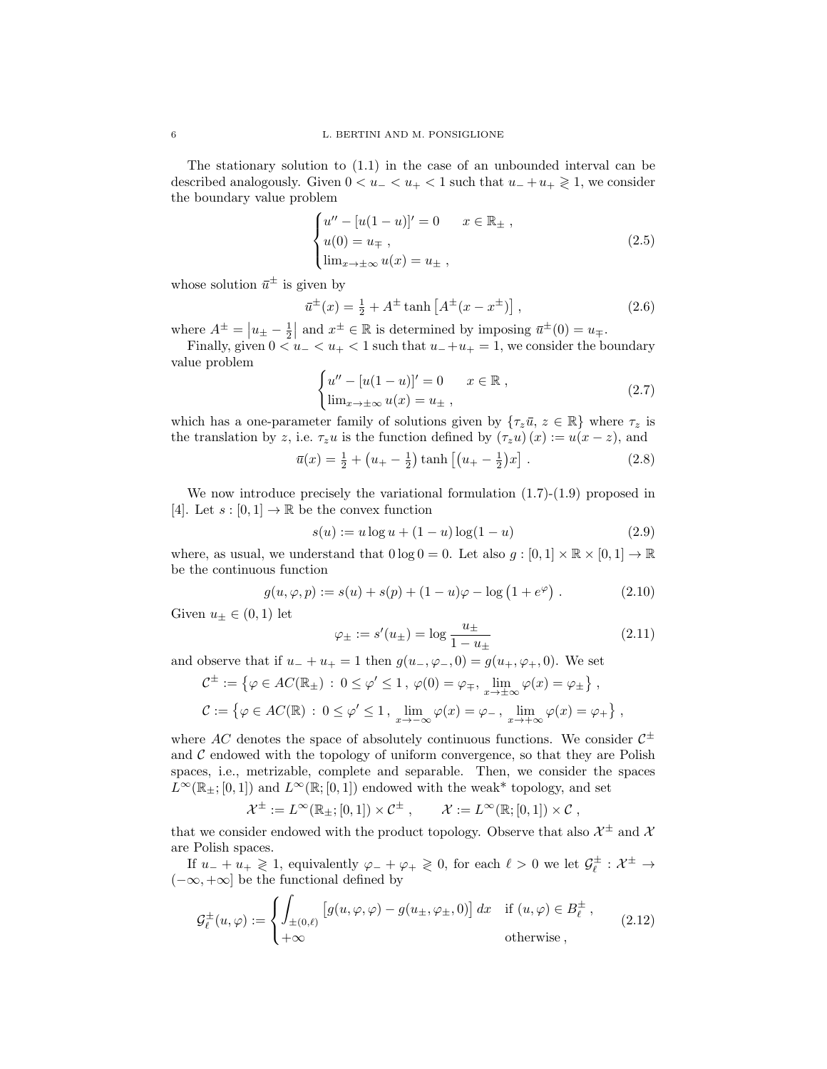The stationary solution to (1.1) in the case of an unbounded interval can be described analogously. Given $0 < u_- < u_+ < 1$ such that $u_- + u_+ \gtrless 1$, we consider the boundary value problem

$$
\begin{cases}
u'' - [u(1-u)]' = 0 & x \in \mathbb{R}_\pm \, , \\
u(0) = u_\mp \, , \\
\lim_{x\to\pm\infty} u(x) = u_\pm \, ,
\end{cases}
\tag{2.5}
$$

whose solution $\bar{u}^\pm$ is given by

$$
\bar{u}^\pm(x) = \tfrac{1}{2} + A^\pm \tanh\left[A^\pm(x - x^\pm)\right] \, , \tag{2.6}
$$

where $A^\pm = \left|u_\pm - \tfrac{1}{2}\right|$ and $x^\pm \in \mathbb{R}$ is determined by imposing $\bar{u}^\pm(0) = u_\mp$.

Finally, given $0 < u_- < u_+ < 1$ such that $u_- + u_+ = 1$, we consider the boundary value problem

$$
\begin{cases}
u'' - [u(1-u)]' = 0 & x \in \mathbb{R} \, , \\
\lim_{x\to\pm\infty} u(x) = u_\pm \, ,
\end{cases}
\tag{2.7}
$$

which has a one-parameter family of solutions given by $\{\tau_z \bar{u}, \, z \in \mathbb{R}\}$ where $\tau_z$ is the translation by $z$, i.e. $\tau_z u$ is the function defined by $(\tau_z u)(x) := u(x - z)$, and

$$
\bar{u}(x) = \tfrac{1}{2} + \left(u_+ - \tfrac{1}{2}\right) \tanh\left[\left(u_+ - \tfrac{1}{2}\right)x\right] \, . \tag{2.8}
$$

We now introduce precisely the variational formulation (1.7)-(1.9) proposed in [4]. Let $s : [0,1] \to \mathbb{R}$ be the convex function

$$
s(u) := u \log u + (1-u)\log(1-u) \tag{2.9}
$$

where, as usual, we understand that $0 \log 0 = 0$. Let also $g : [0,1] \times \mathbb{R} \times [0,1] \to \mathbb{R}$ be the continuous function

$$
g(u, \varphi, p) := s(u) + s(p) + (1-u)\varphi - \log\left(1 + e^\varphi\right) \, . \tag{2.10}
$$

Given $u_\pm \in (0,1)$ let

$$
\varphi_\pm := s'(u_\pm) = \log \frac{u_\pm}{1 - u_\pm} \tag{2.11}
$$

and observe that if $u_- + u_+ = 1$ then $g(u_-, \varphi_-, 0) = g(u_+, \varphi_+, 0)$. We set

$$
\mathcal{C}^\pm := \left\{\varphi \in AC(\mathbb{R}_\pm) \, : \, 0 \le \varphi' \le 1 \, , \, \varphi(0) = \varphi_\mp, \, \lim_{x\to\pm\infty} \varphi(x) = \varphi_\pm\right\} ,
$$

$$
\mathcal{C} := \left\{\varphi \in AC(\mathbb{R}) \, : \, 0 \le \varphi' \le 1 \, , \, \lim_{x\to-\infty} \varphi(x) = \varphi_- \, , \, \lim_{x\to+\infty} \varphi(x) = \varphi_+\right\} ,
$$

where $AC$ denotes the space of absolutely continuous functions. We consider $\mathcal{C}^\pm$ and $\mathcal{C}$ endowed with the topology of uniform convergence, so that they are Polish spaces, i.e., metrizable, complete and separable. Then, we consider the spaces $L^\infty(\mathbb{R}_\pm; [0,1])$ and $L^\infty(\mathbb{R}; [0,1])$ endowed with the weak* topology, and set

$$
\mathcal{X}^\pm := L^\infty(\mathbb{R}_\pm; [0,1]) \times \mathcal{C}^\pm \, , \qquad \mathcal{X} := L^\infty(\mathbb{R}; [0,1]) \times \mathcal{C} \, ,
$$

that we consider endowed with the product topology. Observe that also $\mathcal{X}^\pm$ and $\mathcal{X}$ are Polish spaces.

If $u_- + u_+ \gtrless 1$, equivalently $\varphi_- + \varphi_+ \gtrless 0$, for each $\ell > 0$ we let $\mathcal{G}_\ell^\pm : \mathcal{X}^\pm \to (-\infty, +\infty]$ be the functional defined by

$$
\mathcal{G}_\ell^\pm(u, \varphi) :=
\begin{cases}
\displaystyle\int_{\pm(0,\ell)} \left[g(u, \varphi, \varphi) - g(u_\pm, \varphi_\pm, 0)\right] dx & \text{if } (u, \varphi) \in B_\ell^\pm \, , \\
+\infty & \text{otherwise} \, ,
\end{cases}
\tag{2.12}
$$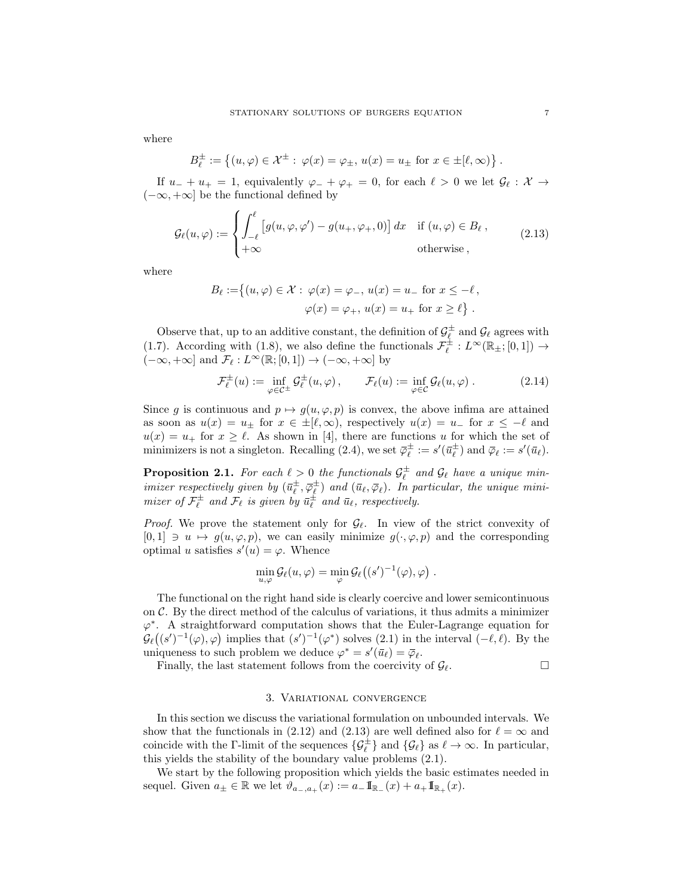where

$$B_\ell^\pm := \left\{ (u,\varphi) \in \mathcal{X}^\pm :\ \varphi(x) = \varphi_\pm,\ u(x) = u_\pm \text{ for } x \in \pm[\ell,\infty) \right\} .$$

If $u_- + u_+ = 1$, equivalently $\varphi_- + \varphi_+ = 0$, for each $\ell > 0$ we let $\mathcal{G}_\ell : \mathcal{X} \to (-\infty, +\infty]$ be the functional defined by

$$\mathcal{G}_\ell(u,\varphi) := \begin{cases} \displaystyle\int_{-\ell}^{\ell} \big[ g(u,\varphi,\varphi') - g(u_+,\varphi_+,0) \big]\, dx & \text{if } (u,\varphi) \in B_\ell\,, \\ +\infty & \text{otherwise}\,, \end{cases} \tag{2.13}$$

where

$$\begin{aligned} B_\ell := \big\{ (u,\varphi) \in \mathcal{X} :\ & \varphi(x) = \varphi_-,\ u(x) = u_- \text{ for } x \le -\ell\,, \\ & \varphi(x) = \varphi_+,\ u(x) = u_+ \text{ for } x \ge \ell \big\} . \end{aligned}$$

Observe that, up to an additive constant, the definition of $\mathcal{G}_\ell^\pm$ and $\mathcal{G}_\ell$ agrees with (1.7). According with (1.8), we also define the functionals $\mathcal{F}_\ell^\pm : L^\infty(\mathbb{R}_\pm;[0,1]) \to (-\infty,+\infty]$ and $\mathcal{F}_\ell : L^\infty(\mathbb{R};[0,1]) \to (-\infty,+\infty]$ by

$$\mathcal{F}_\ell^\pm(u) := \inf_{\varphi \in \mathcal{C}^\pm} \mathcal{G}_\ell^\pm(u,\varphi)\,, \qquad \mathcal{F}_\ell(u) := \inf_{\varphi \in \mathcal{C}} \mathcal{G}_\ell(u,\varphi)\,. \tag{2.14}$$

Since $g$ is continuous and $p \mapsto g(u,\varphi,p)$ is convex, the above infima are attained as soon as $u(x) = u_\pm$ for $x \in \pm[\ell,\infty)$, respectively $u(x) = u_-$ for $x \le -\ell$ and $u(x) = u_+$ for $x \ge \ell$. As shown in [4], there are functions $u$ for which the set of minimizers is not a singleton. Recalling (2.4), we set $\bar{\varphi}_\ell^\pm := s'(\bar{u}_\ell^\pm)$ and $\bar{\varphi}_\ell := s'(\bar{u}_\ell)$.

**Proposition 2.1.** *For each $\ell > 0$ the functionals $\mathcal{G}_\ell^\pm$ and $\mathcal{G}_\ell$ have a unique minimizer respectively given by $(\bar{u}_\ell^\pm, \bar{\varphi}_\ell^\pm)$ and $(\bar{u}_\ell, \bar{\varphi}_\ell)$. In particular, the unique minimizer of $\mathcal{F}_\ell^\pm$ and $\mathcal{F}_\ell$ is given by $\bar{u}_\ell^\pm$ and $\bar{u}_\ell$, respectively.*

*Proof.* We prove the statement only for $\mathcal{G}_\ell$. In view of the strict convexity of $[0,1] \ni u \mapsto g(u,\varphi,p)$, we can easily minimize $g(\cdot,\varphi,p)$ and the corresponding optimal $u$ satisfies $s'(u) = \varphi$. Whence

$$\min_{u,\varphi} \mathcal{G}_\ell(u,\varphi) = \min_{\varphi} \mathcal{G}_\ell\big( (s')^{-1}(\varphi), \varphi \big)\,.$$

The functional on the right hand side is clearly coercive and lower semicontinuous on $\mathcal{C}$. By the direct method of the calculus of variations, it thus admits a minimizer $\varphi^*$. A straightforward computation shows that the Euler-Lagrange equation for $\mathcal{G}_\ell\big((s')^{-1}(\varphi),\varphi\big)$ implies that $(s')^{-1}(\varphi^*)$ solves (2.1) in the interval $(-\ell,\ell)$. By the uniqueness to such problem we deduce $\varphi^* = s'(\bar{u}_\ell) = \bar{\varphi}_\ell$.

Finally, the last statement follows from the coercivity of $\mathcal{G}_\ell$. $\square$

## 3. Variational convergence

In this section we discuss the variational formulation on unbounded intervals. We show that the functionals in (2.12) and (2.13) are well defined also for $\ell = \infty$ and coincide with the $\Gamma$-limit of the sequences $\{\mathcal{G}_\ell^\pm\}$ and $\{\mathcal{G}_\ell\}$ as $\ell \to \infty$. In particular, this yields the stability of the boundary value problems (2.1).

We start by the following proposition which yields the basic estimates needed in sequel. Given $a_\pm \in \mathbb{R}$ we let $\vartheta_{a_-,a_+}(x) := a_- 1\!\!1_{\mathbb{R}_-}(x) + a_+ 1\!\!1_{\mathbb{R}_+}(x)$.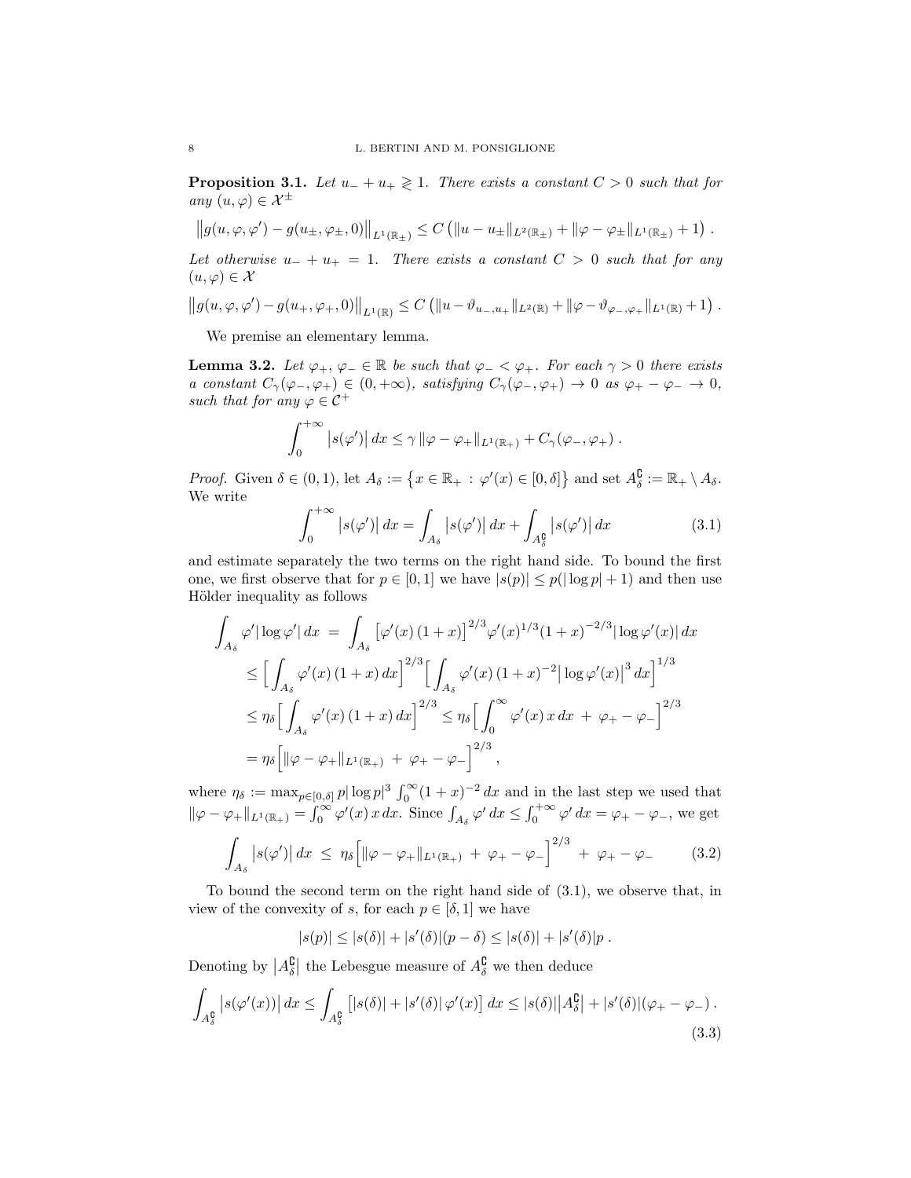**Proposition 3.1.** *Let $u_- + u_+ \gtrless 1$. There exists a constant $C > 0$ such that for any $(u, \varphi) \in \mathcal{X}^\pm$*

$$\left\| g(u, \varphi, \varphi') - g(u_\pm, \varphi_\pm, 0) \right\|_{L^1(\mathbb{R}_\pm)} \le C \left( \|u - u_\pm\|_{L^2(\mathbb{R}_\pm)} + \|\varphi - \varphi_\pm\|_{L^1(\mathbb{R}_\pm)} + 1 \right) .$$

*Let otherwise $u_- + u_+ = 1$. There exists a constant $C > 0$ such that for any $(u, \varphi) \in \mathcal{X}$*

$$\left\| g(u, \varphi, \varphi') - g(u_+, \varphi_+, 0) \right\|_{L^1(\mathbb{R})} \le C \left( \|u - \vartheta_{u_-, u_+}\|_{L^2(\mathbb{R})} + \|\varphi - \vartheta_{\varphi_-, \varphi_+}\|_{L^1(\mathbb{R})} + 1 \right) .$$

We premise an elementary lemma.

**Lemma 3.2.** *Let $\varphi_+, \varphi_- \in \mathbb{R}$ be such that $\varphi_- < \varphi_+$. For each $\gamma > 0$ there exists a constant $C_\gamma(\varphi_-, \varphi_+) \in (0, +\infty)$, satisfying $C_\gamma(\varphi_-, \varphi_+) \to 0$ as $\varphi_+ - \varphi_- \to 0$, such that for any $\varphi \in \mathcal{C}^+$*

$$\int_0^{+\infty} \left| s(\varphi') \right| dx \le \gamma \, \|\varphi - \varphi_+\|_{L^1(\mathbb{R}_+)} + C_\gamma(\varphi_-, \varphi_+) .$$

*Proof.* Given $\delta \in (0, 1)$, let $A_\delta := \left\{ x \in \mathbb{R}_+ \,:\, \varphi'(x) \in [0, \delta] \right\}$ and set $A_\delta^\complement := \mathbb{R}_+ \setminus A_\delta$. We write

$$\int_0^{+\infty} \left| s(\varphi') \right| dx = \int_{A_\delta} \left| s(\varphi') \right| dx + \int_{A_\delta^\complement} \left| s(\varphi') \right| dx \tag{3.1}$$

and estimate separately the two terms on the right hand side. To bound the first one, we first observe that for $p \in [0, 1]$ we have $|s(p)| \le p(|\log p| + 1)$ and then use Hölder inequality as follows

$$\begin{aligned}
\int_{A_\delta} \varphi' |\log \varphi'| \, dx \;&=\; \int_{A_\delta} \left[ \varphi'(x) \, (1 + x) \right]^{2/3} \varphi'(x)^{1/3} (1 + x)^{-2/3} |\log \varphi'(x)| \, dx \\
&\le \Big[ \int_{A_\delta} \varphi'(x) \, (1 + x) \, dx \Big]^{2/3} \Big[ \int_{A_\delta} \varphi'(x) \, (1 + x)^{-2} \left| \log \varphi'(x) \right|^3 dx \Big]^{1/3} \\
&\le \eta_\delta \Big[ \int_{A_\delta} \varphi'(x) \, (1 + x) \, dx \Big]^{2/3} \le \eta_\delta \Big[ \int_0^\infty \varphi'(x) \, x \, dx \;+\; \varphi_+ - \varphi_- \Big]^{2/3} \\
&= \eta_\delta \Big[ \|\varphi - \varphi_+\|_{L^1(\mathbb{R}_+)} \;+\; \varphi_+ - \varphi_- \Big]^{2/3} ,
\end{aligned}$$

where $\eta_\delta := \max_{p \in [0, \delta]} p |\log p|^3 \int_0^\infty (1 + x)^{-2} \, dx$ and in the last step we used that $\|\varphi - \varphi_+\|_{L^1(\mathbb{R}_+)} = \int_0^\infty \varphi'(x) \, x \, dx$. Since $\int_{A_\delta} \varphi' \, dx \le \int_0^{+\infty} \varphi' \, dx = \varphi_+ - \varphi_-$, we get

$$\int_{A_\delta} \left| s(\varphi') \right| dx \;\le\; \eta_\delta \Big[ \|\varphi - \varphi_+\|_{L^1(\mathbb{R}_+)} \;+\; \varphi_+ - \varphi_- \Big]^{2/3} \;+\; \varphi_+ - \varphi_- \tag{3.2}$$

To bound the second term on the right hand side of (3.1), we observe that, in view of the convexity of $s$, for each $p \in [\delta, 1]$ we have

$$|s(p)| \le |s(\delta)| + |s'(\delta)| (p - \delta) \le |s(\delta)| + |s'(\delta)| p \, .$$

Denoting by $\left| A_\delta^\complement \right|$ the Lebesgue measure of $A_\delta^\complement$ we then deduce

$$\int_{A_\delta^\complement} \left| s(\varphi'(x)) \right| dx \le \int_{A_\delta^\complement} \left[ |s(\delta)| + |s'(\delta)| \, \varphi'(x) \right] dx \le |s(\delta)| \left| A_\delta^\complement \right| + |s'(\delta)| (\varphi_+ - \varphi_-) \, . \tag{3.3}$$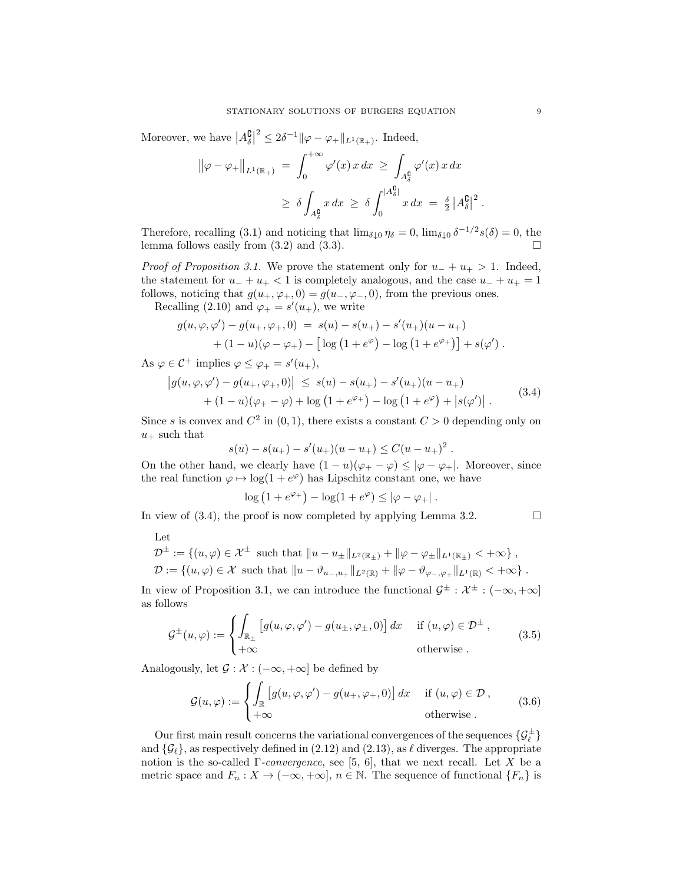Moreover, we have $\big|A_\delta^{\complement}\big|^2 \le 2\delta^{-1}\|\varphi-\varphi_+\|_{L^1(\mathbb{R}_+)}$. Indeed,

$$
\begin{aligned}
\big\|\varphi-\varphi_+\big\|_{L^1(\mathbb{R}_+)} \;&=\; \int_0^{+\infty}\varphi'(x)\,x\,dx \;\ge\; \int_{A_\delta^{\complement}}\varphi'(x)\,x\,dx \\
&\ge\; \delta\int_{A_\delta^{\complement}} x\,dx \;\ge\; \delta\int_0^{|A_\delta^{\complement}|} x\,dx \;=\; \tfrac{\delta}{2}\,\big|A_\delta^{\complement}\big|^2 .
\end{aligned}
$$

Therefore, recalling (3.1) and noticing that $\lim_{\delta\downarrow 0}\eta_\delta = 0$, $\lim_{\delta\downarrow 0}\delta^{-1/2}s(\delta)=0$, the lemma follows easily from (3.2) and (3.3). $\square$

*Proof of Proposition 3.1.* We prove the statement only for $u_-+u_+>1$. Indeed, the statement for $u_-+u_+<1$ is completely analogous, and the case $u_-+u_+=1$ follows, noticing that $g(u_+,\varphi_+,0)=g(u_-,\varphi_-,0)$, from the previous ones.

Recalling (2.10) and $\varphi_+=s'(u_+)$, we write

$$
\begin{aligned}
g(u,\varphi,\varphi') - g(u_+,\varphi_+,0) \;&=\; s(u)-s(u_+)-s'(u_+)(u-u_+) \\
&\quad + (1-u)(\varphi-\varphi_+) - \big[\log\big(1+e^{\varphi}\big) - \log\big(1+e^{\varphi_+}\big)\big] + s(\varphi') .
\end{aligned}
$$

As $\varphi\in\mathcal{C}^+$ implies $\varphi\le\varphi_+ = s'(u_+)$,

$$
\begin{aligned}
\big|g(u,\varphi,\varphi') - g(u_+,\varphi_+,0)\big| \;&\le\; s(u)-s(u_+)-s'(u_+)(u-u_+) \\
&\quad + (1-u)(\varphi_+-\varphi) + \log\big(1+e^{\varphi_+}\big) - \log\big(1+e^{\varphi}\big) + \big|s(\varphi')\big| .
\end{aligned}
\tag{3.4}
$$

Since $s$ is convex and $C^2$ in $(0,1)$, there exists a constant $C>0$ depending only on $u_+$ such that

$$
s(u)-s(u_+)-s'(u_+)(u-u_+) \le C(u-u_+)^2 .
$$

On the other hand, we clearly have $(1-u)(\varphi_+-\varphi)\le|\varphi-\varphi_+|$. Moreover, since the real function $\varphi\mapsto\log(1+e^{\varphi})$ has Lipschitz constant one, we have

$$
\log\big(1+e^{\varphi_+}\big) - \log(1+e^{\varphi}) \le |\varphi-\varphi_+| .
$$

In view of (3.4), the proof is now completed by applying Lemma 3.2. $\square$

Let

$$
\begin{aligned}
&\mathcal{D}^\pm := \big\{(u,\varphi)\in\mathcal{X}^\pm \text{ such that } \|u-u_\pm\|_{L^2(\mathbb{R}_\pm)} + \|\varphi-\varphi_\pm\|_{L^1(\mathbb{R}_\pm)} < +\infty\big\} ,\\
&\mathcal{D} := \big\{(u,\varphi)\in\mathcal{X} \text{ such that } \|u-\vartheta_{u_-,u_+}\|_{L^2(\mathbb{R})} + \|\varphi-\vartheta_{\varphi_-,\varphi_+}\|_{L^1(\mathbb{R})} < +\infty\big\} .
\end{aligned}
$$

In view of Proposition 3.1, we can introduce the functional $\mathcal{G}^\pm : \mathcal{X}^\pm : (-\infty,+\infty]$ as follows

$$
\mathcal{G}^\pm(u,\varphi) := \begin{cases} \displaystyle\int_{\mathbb{R}_\pm}\big[g(u,\varphi,\varphi') - g(u_\pm,\varphi_\pm,0)\big]\,dx & \text{if } (u,\varphi)\in\mathcal{D}^\pm ,\\ +\infty & \text{otherwise} . \end{cases}
\tag{3.5}
$$

Analogously, let $\mathcal{G} : \mathcal{X} : (-\infty,+\infty]$ be defined by

$$
\mathcal{G}(u,\varphi) := \begin{cases} \displaystyle\int_{\mathbb{R}}\big[g(u,\varphi,\varphi') - g(u_+,\varphi_+,0)\big]\,dx & \text{if } (u,\varphi)\in\mathcal{D} ,\\ +\infty & \text{otherwise} . \end{cases}
\tag{3.6}
$$

Our first main result concerns the variational convergences of the sequences $\{\mathcal{G}_\ell^\pm\}$ and $\{\mathcal{G}_\ell\}$, as respectively defined in (2.12) and (2.13), as $\ell$ diverges. The appropriate notion is the so-called $\Gamma$-*convergence*, see [5, 6], that we next recall. Let $X$ be a metric space and $F_n : X\to(-\infty,+\infty]$, $n\in\mathbb{N}$. The sequence of functional $\{F_n\}$ is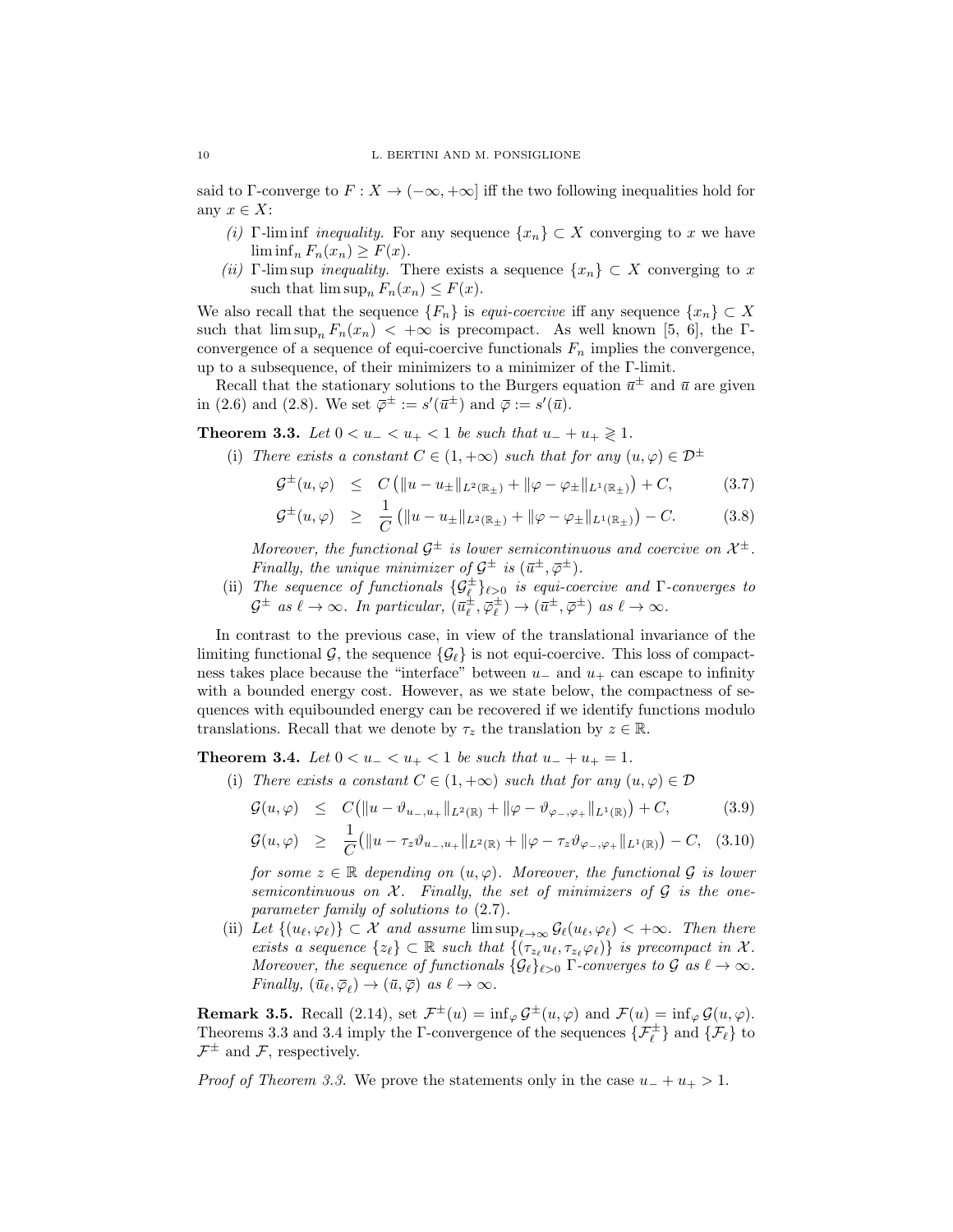said to Γ-converge to $F : X \to (-\infty, +\infty]$ iff the two following inequalities hold for any $x \in X$:

- *(i)* Γ-lim inf *inequality.* For any sequence $\{x_n\} \subset X$ converging to $x$ we have $\liminf_n F_n(x_n) \geq F(x)$.
- *(ii)* Γ-lim sup *inequality.* There exists a sequence $\{x_n\} \subset X$ converging to $x$ such that $\limsup_n F_n(x_n) \leq F(x)$.

We also recall that the sequence $\{F_n\}$ is *equi-coercive* iff any sequence $\{x_n\} \subset X$ such that $\limsup_n F_n(x_n) < +\infty$ is precompact. As well known [5, 6], the Γ-convergence of a sequence of equi-coercive functionals $F_n$ implies the convergence, up to a subsequence, of their minimizers to a minimizer of the Γ-limit.

Recall that the stationary solutions to the Burgers equation $\bar{u}^{\pm}$ and $\bar{u}$ are given in (2.6) and (2.8). We set $\bar{\varphi}^{\pm} := s'(\bar{u}^{\pm})$ and $\bar{\varphi} := s'(\bar{u})$.

**Theorem 3.3.** *Let $0 < u_- < u_+ < 1$ be such that $u_- + u_+ \gtrless 1$.*

(i) *There exists a constant $C \in (1, +\infty)$ such that for any $(u, \varphi) \in \mathcal{D}^{\pm}$*

$$\mathcal{G}^{\pm}(u, \varphi) \leq C\left(\|u - u_{\pm}\|_{L^2(\mathbb{R}_{\pm})} + \|\varphi - \varphi_{\pm}\|_{L^1(\mathbb{R}_{\pm})}\right) + C, \tag{3.7}$$

$$\mathcal{G}^{\pm}(u, \varphi) \geq \frac{1}{C}\left(\|u - u_{\pm}\|_{L^2(\mathbb{R}_{\pm})} + \|\varphi - \varphi_{\pm}\|_{L^1(\mathbb{R}_{\pm})}\right) - C. \tag{3.8}$$

*Moreover, the functional $\mathcal{G}^{\pm}$ is lower semicontinuous and coercive on $\mathcal{X}^{\pm}$. Finally, the unique minimizer of $\mathcal{G}^{\pm}$ is $(\bar{u}^{\pm}, \bar{\varphi}^{\pm})$.*

(ii) *The sequence of functionals $\{\mathcal{G}^{\pm}_{\ell}\}_{\ell > 0}$ is equi-coercive and Γ-converges to $\mathcal{G}^{\pm}$ as $\ell \to \infty$. In particular, $(\bar{u}^{\pm}_{\ell}, \bar{\varphi}^{\pm}_{\ell}) \to (\bar{u}^{\pm}, \bar{\varphi}^{\pm})$ as $\ell \to \infty$.*

In contrast to the previous case, in view of the translational invariance of the limiting functional $\mathcal{G}$, the sequence $\{\mathcal{G}_{\ell}\}$ is not equi-coercive. This loss of compactness takes place because the "interface" between $u_-$ and $u_+$ can escape to infinity with a bounded energy cost. However, as we state below, the compactness of sequences with equibounded energy can be recovered if we identify functions modulo translations. Recall that we denote by $\tau_z$ the translation by $z \in \mathbb{R}$.

**Theorem 3.4.** *Let $0 < u_- < u_+ < 1$ be such that $u_- + u_+ = 1$.*

(i) *There exists a constant $C \in (1, +\infty)$ such that for any $(u, \varphi) \in \mathcal{D}$*

$$\mathcal{G}(u, \varphi) \leq C\left(\|u - \vartheta_{u_-,u_+}\|_{L^2(\mathbb{R})} + \|\varphi - \vartheta_{\varphi_-,\varphi_+}\|_{L^1(\mathbb{R})}\right) + C, \tag{3.9}$$

$$\mathcal{G}(u, \varphi) \geq \frac{1}{C}\left(\|u - \tau_z\vartheta_{u_-,u_+}\|_{L^2(\mathbb{R})} + \|\varphi - \tau_z\vartheta_{\varphi_-,\varphi_+}\|_{L^1(\mathbb{R})}\right) - C, \tag{3.10}$$

*for some $z \in \mathbb{R}$ depending on $(u, \varphi)$. Moreover, the functional $\mathcal{G}$ is lower semicontinuous on $\mathcal{X}$. Finally, the set of minimizers of $\mathcal{G}$ is the one-parameter family of solutions to (2.7).*

(ii) *Let $\{(u_{\ell}, \varphi_{\ell})\} \subset \mathcal{X}$ and assume $\limsup_{\ell \to \infty} \mathcal{G}_{\ell}(u_{\ell}, \varphi_{\ell}) < +\infty$. Then there exists a sequence $\{z_{\ell}\} \subset \mathbb{R}$ such that $\{(\tau_{z_{\ell}} u_{\ell}, \tau_{z_{\ell}} \varphi_{\ell})\}$ is precompact in $\mathcal{X}$. Moreover, the sequence of functionals $\{\mathcal{G}_{\ell}\}_{\ell > 0}$ Γ-converges to $\mathcal{G}$ as $\ell \to \infty$. Finally, $(\bar{u}_{\ell}, \bar{\varphi}_{\ell}) \to (\bar{u}, \bar{\varphi})$ as $\ell \to \infty$.*

**Remark 3.5.** Recall (2.14), set $\mathcal{F}^{\pm}(u) = \inf_{\varphi} \mathcal{G}^{\pm}(u, \varphi)$ and $\mathcal{F}(u) = \inf_{\varphi} \mathcal{G}(u, \varphi)$. Theorems 3.3 and 3.4 imply the Γ-convergence of the sequences $\{\mathcal{F}^{\pm}_{\ell}\}$ and $\{\mathcal{F}_{\ell}\}$ to $\mathcal{F}^{\pm}$ and $\mathcal{F}$, respectively.

*Proof of Theorem 3.3.* We prove the statements only in the case $u_- + u_+ > 1$.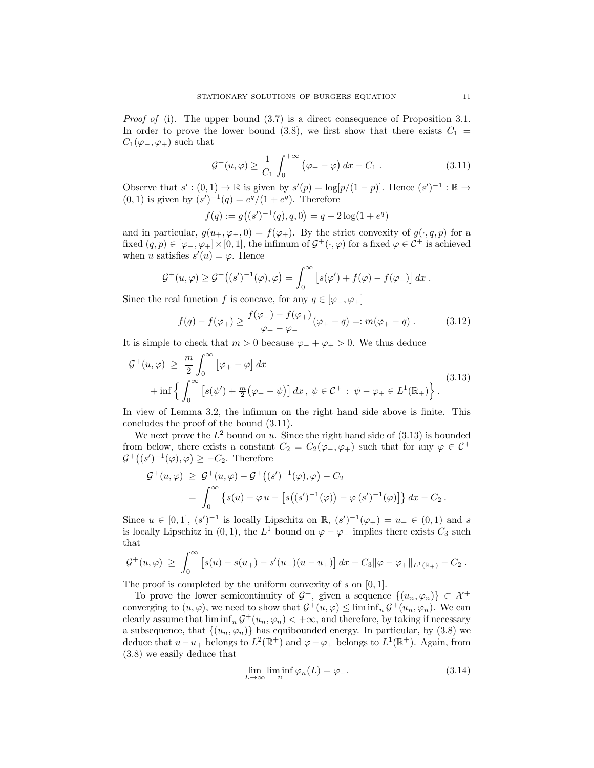*Proof of* (i). The upper bound (3.7) is a direct consequence of Proposition 3.1. In order to prove the lower bound (3.8), we first show that there exists $C_1 = C_1(\varphi_-, \varphi_+)$ such that

$$\mathcal{G}^+(u,\varphi) \geq \frac{1}{C_1} \int_0^{+\infty} \big(\varphi_+ - \varphi\big)\, dx - C_1\ . \tag{3.11}$$

Observe that $s' : (0,1) \to \mathbb{R}$ is given by $s'(p) = \log[p/(1-p)]$. Hence $(s')^{-1} : \mathbb{R} \to (0,1)$ is given by $(s')^{-1}(q) = e^q/(1+e^q)$. Therefore

$$f(q) := g\big((s')^{-1}(q), q, 0\big) = q - 2\log(1+e^q)$$

and in particular, $g(u_+, \varphi_+, 0) = f(\varphi_+)$. By the strict convexity of $g(\cdot, q, p)$ for a fixed $(q,p) \in [\varphi_-, \varphi_+] \times [0,1]$, the infimum of $\mathcal{G}^+(\cdot, \varphi)$ for a fixed $\varphi \in \mathcal{C}^+$ is achieved when $u$ satisfies $s'(u) = \varphi$. Hence

$$\mathcal{G}^+(u,\varphi) \geq \mathcal{G}^+\big((s')^{-1}(\varphi), \varphi\big) = \int_0^\infty \big[s(\varphi') + f(\varphi) - f(\varphi_+)\big]\, dx\ .$$

Since the real function $f$ is concave, for any $q \in [\varphi_-, \varphi_+]$

$$f(q) - f(\varphi_+) \geq \frac{f(\varphi_-) - f(\varphi_+)}{\varphi_+ - \varphi_-}(\varphi_+ - q) =: m(\varphi_+ - q)\ . \tag{3.12}$$

It is simple to check that $m > 0$ because $\varphi_- + \varphi_+ > 0$. We thus deduce

$$\begin{aligned}
\mathcal{G}^+(u,\varphi) \ &\geq\ \frac{m}{2}\int_0^\infty \big[\varphi_+ - \varphi\big]\, dx \\
&\quad + \inf\Big\{ \int_0^\infty \big[s(\psi') + \tfrac{m}{2}\big(\varphi_+ - \psi\big)\big]\, dx\,,\ \psi \in \mathcal{C}^+\ :\ \psi - \varphi_+ \in L^1(\mathbb{R}_+) \Big\}\ .
\end{aligned} \tag{3.13}$$

In view of Lemma 3.2, the infimum on the right hand side above is finite. This concludes the proof of the bound (3.11).

We next prove the $L^2$ bound on $u$. Since the right hand side of (3.13) is bounded from below, there exists a constant $C_2 = C_2(\varphi_-, \varphi_+)$ such that for any $\varphi \in \mathcal{C}^+$ $\mathcal{G}^+\big((s')^{-1}(\varphi), \varphi\big) \geq -C_2$. Therefore

$$\begin{aligned}
\mathcal{G}^+(u,\varphi) \ &\geq\ \mathcal{G}^+(u,\varphi) - \mathcal{G}^+\big((s')^{-1}(\varphi), \varphi\big) - C_2 \\
&=\ \int_0^\infty \big\{ s(u) - \varphi\, u - \big[s\big((s')^{-1}(\varphi)\big) - \varphi\,(s')^{-1}(\varphi)\big]\big\}\, dx - C_2\ .
\end{aligned}$$

Since $u \in [0,1]$, $(s')^{-1}$ is locally Lipschitz on $\mathbb{R}$, $(s')^{-1}(\varphi_+) = u_+ \in (0,1)$ and $s$ is locally Lipschitz in $(0,1)$, the $L^1$ bound on $\varphi - \varphi_+$ implies there exists $C_3$ such that

$$\mathcal{G}^+(u,\varphi) \ \geq\ \int_0^\infty \big[s(u) - s(u_+) - s'(u_+)(u - u_+)\big]\, dx - C_3\|\varphi - \varphi_+\|_{L^1(\mathbb{R}_+)} - C_2\ .$$

The proof is completed by the uniform convexity of $s$ on $[0,1]$.

To prove the lower semicontinuity of $\mathcal{G}^+$, given a sequence $\{(u_n, \varphi_n)\} \subset \mathcal{X}^+$ converging to $(u,\varphi)$, we need to show that $\mathcal{G}^+(u,\varphi) \leq \liminf_n \mathcal{G}^+(u_n, \varphi_n)$. We can clearly assume that $\liminf_n \mathcal{G}^+(u_n,\varphi_n) < +\infty$, and therefore, by taking if necessary a subsequence, that $\{(u_n, \varphi_n)\}$ has equibounded energy. In particular, by (3.8) we deduce that $u - u_+$ belongs to $L^2(\mathbb{R}^+)$ and $\varphi - \varphi_+$ belongs to $L^1(\mathbb{R}^+)$. Again, from (3.8) we easily deduce that

$$\lim_{L\to\infty} \liminf_n \varphi_n(L) = \varphi_+. \tag{3.14}$$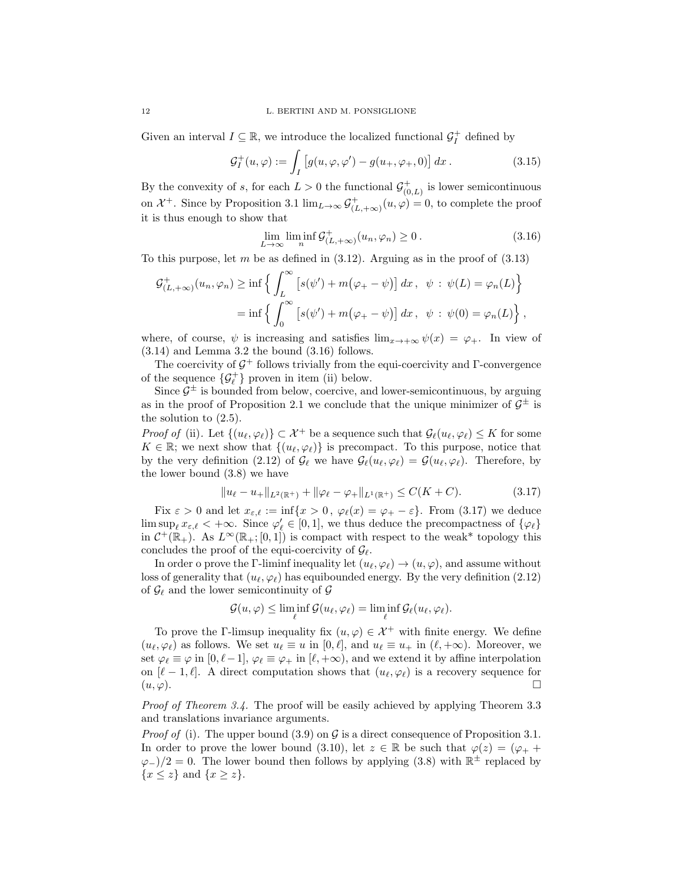Given an interval $I \subseteq \mathbb{R}$, we introduce the localized functional $\mathcal{G}_I^+$ defined by

$$\mathcal{G}_I^+(u,\varphi) := \int_I \big[g(u,\varphi,\varphi') - g(u_+,\varphi_+,0)\big]\, dx\,. \tag{3.15}$$

By the convexity of $s$, for each $L>0$ the functional $\mathcal{G}^+_{(0,L)}$ is lower semicontinuous on $\mathcal{X}^+$. Since by Proposition 3.1 $\lim_{L\to\infty}\mathcal{G}^+_{(L,+\infty)}(u,\varphi)=0$, to complete the proof it is thus enough to show that

$$\lim_{L\to\infty}\liminf_n \mathcal{G}^+_{(L,+\infty)}(u_n,\varphi_n) \ge 0\,. \tag{3.16}$$

To this purpose, let $m$ be as defined in (3.12). Arguing as in the proof of (3.13)

$$\begin{aligned}\mathcal{G}^+_{(L,+\infty)}(u_n,\varphi_n) &\ge \inf\Big\{ \int_L^\infty \big[s(\psi') + m\big(\varphi_+ - \psi\big)\big]\, dx\,,\ \ \psi\,:\,\psi(L)=\varphi_n(L)\Big\}\\ &= \inf\Big\{ \int_0^\infty \big[s(\psi') + m\big(\varphi_+ - \psi\big)\big]\, dx\,,\ \ \psi\,:\,\psi(0)=\varphi_n(L)\Big\}\,,\end{aligned}$$

where, of course, $\psi$ is increasing and satisfies $\lim_{x\to+\infty}\psi(x)=\varphi_+$. In view of (3.14) and Lemma 3.2 the bound (3.16) follows.

The coercivity of $\mathcal{G}^+$ follows trivially from the equi-coercivity and $\Gamma$-convergence of the sequence $\{\mathcal{G}^+_\ell\}$ proven in item (ii) below.

Since $\mathcal{G}^\pm$ is bounded from below, coercive, and lower-semicontinuous, by arguing as in the proof of Proposition 2.1 we conclude that the unique minimizer of $\mathcal{G}^\pm$ is the solution to (2.5).

*Proof of* (ii). Let $\{(u_\ell,\varphi_\ell)\}\subset\mathcal{X}^+$ be a sequence such that $\mathcal{G}_\ell(u_\ell,\varphi_\ell)\le K$ for some $K\in\mathbb{R}$; we next show that $\{(u_\ell,\varphi_\ell)\}$ is precompact. To this purpose, notice that by the very definition (2.12) of $\mathcal{G}_\ell$ we have $\mathcal{G}_\ell(u_\ell,\varphi_\ell)=\mathcal{G}(u_\ell,\varphi_\ell)$. Therefore, by the lower bound (3.8) we have

$$\|u_\ell - u_+\|_{L^2(\mathbb{R}^+)} + \|\varphi_\ell-\varphi_+\|_{L^1(\mathbb{R}^+)} \le C(K+C). \tag{3.17}$$

Fix $\varepsilon>0$ and let $x_{\varepsilon,\ell} := \inf\{x>0\,,\ \varphi_\ell(x)=\varphi_+-\varepsilon\}$. From (3.17) we deduce $\limsup_\ell x_{\varepsilon,\ell}<+\infty$. Since $\varphi'_\ell\in[0,1]$, we thus deduce the precompactness of $\{\varphi_\ell\}$ in $\mathcal{C}^+(\mathbb{R}_+)$. As $L^\infty(\mathbb{R}_+;[0,1])$ is compact with respect to the weak* topology this concludes the proof of the equi-coercivity of $\mathcal{G}_\ell$.

In order o prove the $\Gamma$-liminf inequality let $(u_\ell,\varphi_\ell)\to(u,\varphi)$, and assume without loss of generality that $(u_\ell,\varphi_\ell)$ has equibounded energy. By the very definition (2.12) of $\mathcal{G}_\ell$ and the lower semicontinuity of $\mathcal{G}$

$$\mathcal{G}(u,\varphi)\le \liminf_\ell \mathcal{G}(u_\ell,\varphi_\ell) = \liminf_\ell \mathcal{G}_\ell(u_\ell,\varphi_\ell).$$

To prove the $\Gamma$-limsup inequality fix $(u,\varphi)\in\mathcal{X}^+$ with finite energy. We define $(u_\ell,\varphi_\ell)$ as follows. We set $u_\ell\equiv u$ in $[0,\ell]$, and $u_\ell\equiv u_+$ in $(\ell,+\infty)$. Moreover, we set $\varphi_\ell\equiv\varphi$ in $[0,\ell-1]$, $\varphi_\ell\equiv\varphi_+$ in $[\ell,+\infty)$, and we extend it by affine interpolation on $[\ell-1,\ell]$. A direct computation shows that $(u_\ell,\varphi_\ell)$ is a recovery sequence for $(u,\varphi)$. $\square$

*Proof of Theorem 3.4.* The proof will be easily achieved by applying Theorem 3.3 and translations invariance arguments.

*Proof of* (i). The upper bound (3.9) on $\mathcal{G}$ is a direct consequence of Proposition 3.1. In order to prove the lower bound (3.10), let $z\in\mathbb{R}$ be such that $\varphi(z)=(\varphi_+ + \varphi_-)/2=0$. The lower bound then follows by applying (3.8) with $\mathbb{R}^\pm$ replaced by $\{x\le z\}$ and $\{x\ge z\}$.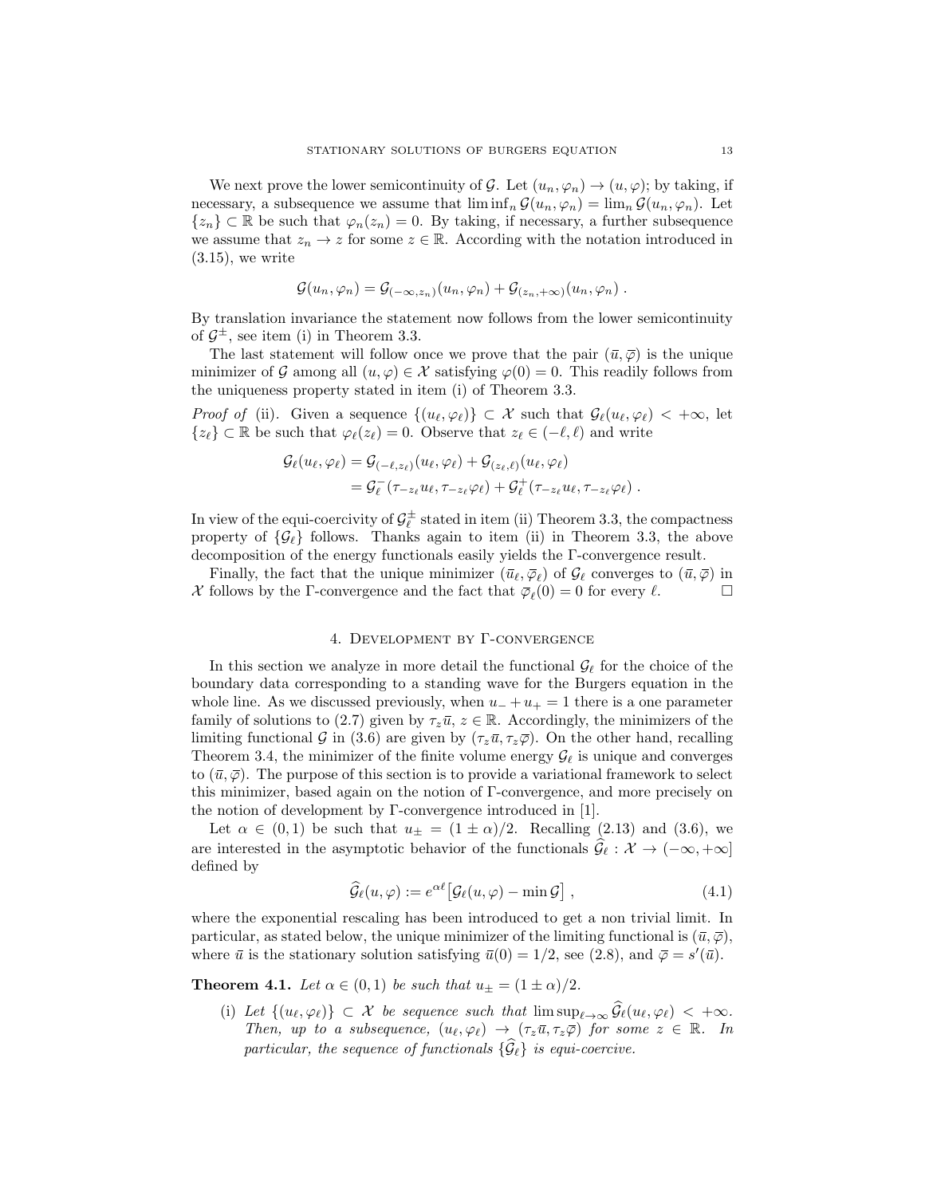We next prove the lower semicontinuity of $\mathcal{G}$. Let $(u_n, \varphi_n) \to (u, \varphi)$; by taking, if necessary, a subsequence we assume that $\liminf_n \mathcal{G}(u_n, \varphi_n) = \lim_n \mathcal{G}(u_n, \varphi_n)$. Let $\{z_n\} \subset \mathbb{R}$ be such that $\varphi_n(z_n) = 0$. By taking, if necessary, a further subsequence we assume that $z_n \to z$ for some $z \in \mathbb{R}$. According with the notation introduced in (3.15), we write

$$\mathcal{G}(u_n, \varphi_n) = \mathcal{G}_{(-\infty, z_n)}(u_n, \varphi_n) + \mathcal{G}_{(z_n, +\infty)}(u_n, \varphi_n) .$$

By translation invariance the statement now follows from the lower semicontinuity of $\mathcal{G}^{\pm}$, see item (i) in Theorem 3.3.

The last statement will follow once we prove that the pair $(\bar{u}, \bar{\varphi})$ is the unique minimizer of $\mathcal{G}$ among all $(u, \varphi) \in \mathcal{X}$ satisfying $\varphi(0) = 0$. This readily follows from the uniqueness property stated in item (i) of Theorem 3.3.

*Proof of* (ii). Given a sequence $\{(u_\ell, \varphi_\ell)\} \subset \mathcal{X}$ such that $\mathcal{G}_\ell(u_\ell, \varphi_\ell) < +\infty$, let $\{z_\ell\} \subset \mathbb{R}$ be such that $\varphi_\ell(z_\ell) = 0$. Observe that $z_\ell \in (-\ell, \ell)$ and write

$$\begin{aligned} \mathcal{G}_\ell(u_\ell, \varphi_\ell) &= \mathcal{G}_{(-\ell, z_\ell)}(u_\ell, \varphi_\ell) + \mathcal{G}_{(z_\ell, \ell)}(u_\ell, \varphi_\ell) \\ &= \mathcal{G}_\ell^-(\tau_{-z_\ell} u_\ell, \tau_{-z_\ell} \varphi_\ell) + \mathcal{G}_\ell^+(\tau_{-z_\ell} u_\ell, \tau_{-z_\ell} \varphi_\ell) . \end{aligned}$$

In view of the equi-coercivity of $\mathcal{G}_\ell^{\pm}$ stated in item (ii) Theorem 3.3, the compactness property of $\{\mathcal{G}_\ell\}$ follows. Thanks again to item (ii) in Theorem 3.3, the above decomposition of the energy functionals easily yields the $\Gamma$-convergence result.

Finally, the fact that the unique minimizer $(\bar{u}_\ell, \bar{\varphi}_\ell)$ of $\mathcal{G}_\ell$ converges to $(\bar{u}, \bar{\varphi})$ in $\mathcal{X}$ follows by the $\Gamma$-convergence and the fact that $\bar{\varphi}_\ell(0) = 0$ for every $\ell$. $\square$

## 4. Development by $\Gamma$-convergence

In this section we analyze in more detail the functional $\mathcal{G}_\ell$ for the choice of the boundary data corresponding to a standing wave for the Burgers equation in the whole line. As we discussed previously, when $u_- + u_+ = 1$ there is a one parameter family of solutions to (2.7) given by $\tau_z \bar{u}$, $z \in \mathbb{R}$. Accordingly, the minimizers of the limiting functional $\mathcal{G}$ in (3.6) are given by $(\tau_z \bar{u}, \tau_z \bar{\varphi})$. On the other hand, recalling Theorem 3.4, the minimizer of the finite volume energy $\mathcal{G}_\ell$ is unique and converges to $(\bar{u}, \bar{\varphi})$. The purpose of this section is to provide a variational framework to select this minimizer, based again on the notion of $\Gamma$-convergence, and more precisely on the notion of development by $\Gamma$-convergence introduced in [1].

Let $\alpha \in (0, 1)$ be such that $u_\pm = (1 \pm \alpha)/2$. Recalling (2.13) and (3.6), we are interested in the asymptotic behavior of the functionals $\widehat{\mathcal{G}}_\ell : \mathcal{X} \to (-\infty, +\infty]$ defined by

$$\widehat{\mathcal{G}}_\ell(u, \varphi) := e^{\alpha \ell} \big[ \mathcal{G}_\ell(u, \varphi) - \min \mathcal{G} \big] , \tag{4.1}$$

where the exponential rescaling has been introduced to get a non trivial limit. In particular, as stated below, the unique minimizer of the limiting functional is $(\bar{u}, \bar{\varphi})$, where $\bar{u}$ is the stationary solution satisfying $\bar{u}(0) = 1/2$, see (2.8), and $\bar{\varphi} = s'(\bar{u})$.

**Theorem 4.1.** *Let $\alpha \in (0, 1)$ be such that $u_\pm = (1 \pm \alpha)/2$.*

- (i) *Let $\{(u_\ell, \varphi_\ell)\} \subset \mathcal{X}$ be sequence such that $\limsup_{\ell \to \infty} \widehat{\mathcal{G}}_\ell(u_\ell, \varphi_\ell) < +\infty$. Then, up to a subsequence, $(u_\ell, \varphi_\ell) \to (\tau_z \bar{u}, \tau_z \bar{\varphi})$ for some $z \in \mathbb{R}$. In particular, the sequence of functionals $\{\widehat{\mathcal{G}}_\ell\}$ is equi-coercive.*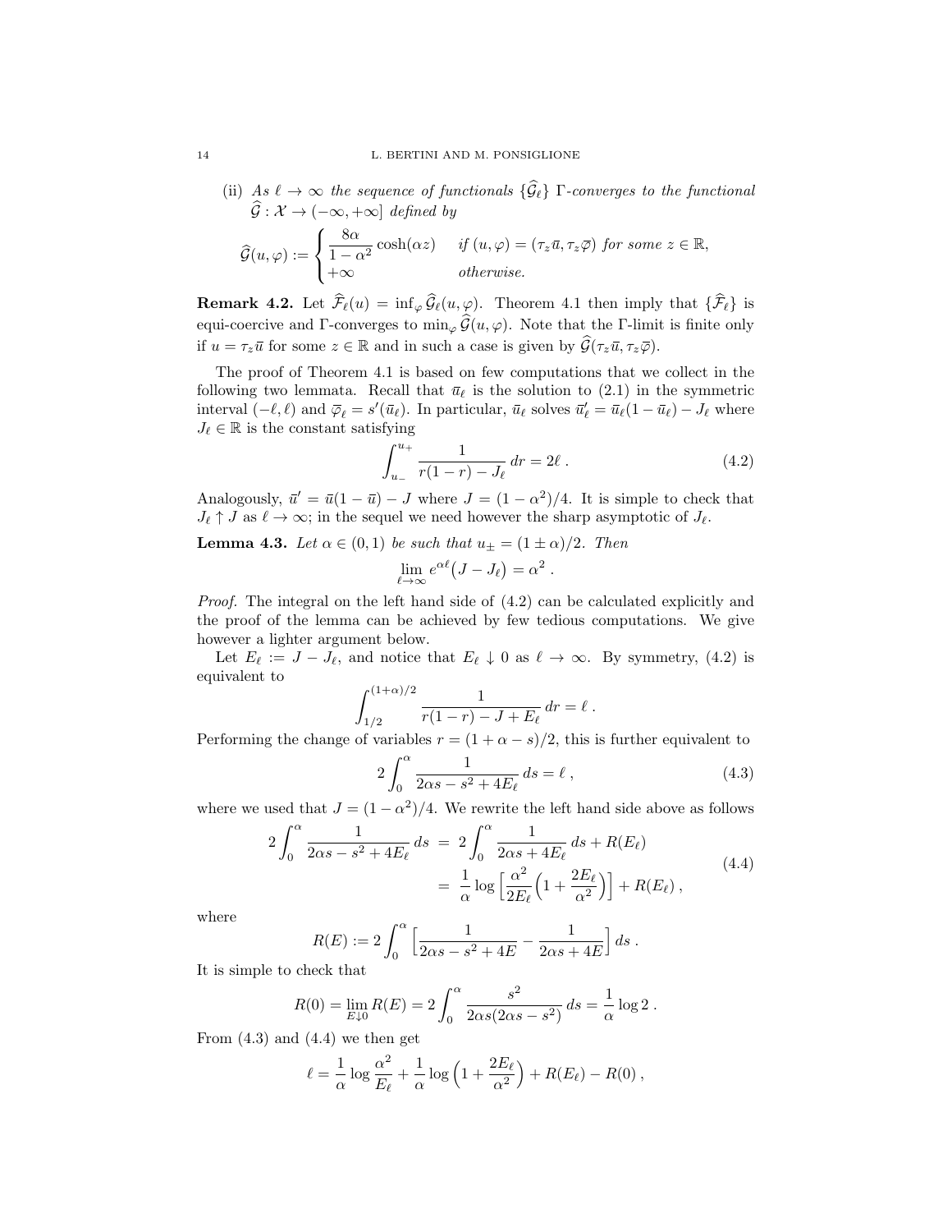(ii) *As $\ell \to \infty$ the sequence of functionals $\{\widehat{\mathcal{G}}_\ell\}$ $\Gamma$-converges to the functional $\widehat{\mathcal{G}} : \mathcal{X} \to (-\infty, +\infty]$ defined by*

$$\widehat{\mathcal{G}}(u,\varphi) := \begin{cases} \dfrac{8\alpha}{1-\alpha^2}\cosh(\alpha z) & \text{if } (u,\varphi) = (\tau_z \bar{u}, \tau_z \bar{\varphi}) \text{ for some } z \in \mathbb{R}, \\ +\infty & \text{otherwise.} \end{cases}$$

**Remark 4.2.** Let $\widehat{\mathcal{F}}_\ell(u) = \inf_\varphi \widehat{\mathcal{G}}_\ell(u,\varphi)$. Theorem 4.1 then imply that $\{\widehat{\mathcal{F}}_\ell\}$ is equi-coercive and $\Gamma$-converges to $\min_\varphi \widehat{\mathcal{G}}(u,\varphi)$. Note that the $\Gamma$-limit is finite only if $u = \tau_z \bar{u}$ for some $z \in \mathbb{R}$ and in such a case is given by $\widehat{\mathcal{G}}(\tau_z \bar{u}, \tau_z \bar{\varphi})$.

The proof of Theorem 4.1 is based on few computations that we collect in the following two lemmata. Recall that $\bar{u}_\ell$ is the solution to (2.1) in the symmetric interval $(-\ell, \ell)$ and $\bar{\varphi}_\ell = s'(\bar{u}_\ell)$. In particular, $\bar{u}_\ell$ solves $\bar{u}_\ell' = \bar{u}_\ell(1-\bar{u}_\ell) - J_\ell$ where $J_\ell \in \mathbb{R}$ is the constant satisfying

$$\int_{u_-}^{u_+} \frac{1}{r(1-r) - J_\ell}\, dr = 2\ell\, . \tag{4.2}$$

Analogously, $\bar{u}' = \bar{u}(1-\bar{u}) - J$ where $J = (1-\alpha^2)/4$. It is simple to check that $J_\ell \uparrow J$ as $\ell \to \infty$; in the sequel we need however the sharp asymptotic of $J_\ell$.

**Lemma 4.3.** *Let $\alpha \in (0,1)$ be such that $u_\pm = (1 \pm \alpha)/2$. Then*

$$\lim_{\ell\to\infty} e^{\alpha\ell}\big(J - J_\ell\big) = \alpha^2\, .$$

*Proof.* The integral on the left hand side of (4.2) can be calculated explicitly and the proof of the lemma can be achieved by few tedious computations. We give however a lighter argument below.

Let $E_\ell := J - J_\ell$, and notice that $E_\ell \downarrow 0$ as $\ell \to \infty$. By symmetry, (4.2) is equivalent to

$$\int_{1/2}^{(1+\alpha)/2} \frac{1}{r(1-r) - J + E_\ell}\, dr = \ell\, .$$

Performing the change of variables $r = (1+\alpha-s)/2$, this is further equivalent to

$$2\int_0^\alpha \frac{1}{2\alpha s - s^2 + 4E_\ell}\, ds = \ell\, , \tag{4.3}$$

where we used that $J = (1-\alpha^2)/4$. We rewrite the left hand side above as follows

$$\begin{aligned} 2\int_0^\alpha \frac{1}{2\alpha s - s^2 + 4E_\ell}\, ds \; &= \; 2\int_0^\alpha \frac{1}{2\alpha s + 4E_\ell}\, ds + R(E_\ell) \\ &= \; \frac{1}{\alpha}\log\Big[\frac{\alpha^2}{2E_\ell}\Big(1 + \frac{2E_\ell}{\alpha^2}\Big)\Big] + R(E_\ell)\, , \end{aligned} \tag{4.4}$$

where

$$R(E) := 2\int_0^\alpha \Big[\frac{1}{2\alpha s - s^2 + 4E} - \frac{1}{2\alpha s + 4E}\Big]\, ds\, .$$

It is simple to check that

$$R(0) = \lim_{E\downarrow 0} R(E) = 2\int_0^\alpha \frac{s^2}{2\alpha s(2\alpha s - s^2)}\, ds = \frac{1}{\alpha}\log 2\, .$$

From (4.3) and (4.4) we then get

$$\ell = \frac{1}{\alpha}\log\frac{\alpha^2}{E_\ell} + \frac{1}{\alpha}\log\Big(1 + \frac{2E_\ell}{\alpha^2}\Big) + R(E_\ell) - R(0)\, ,$$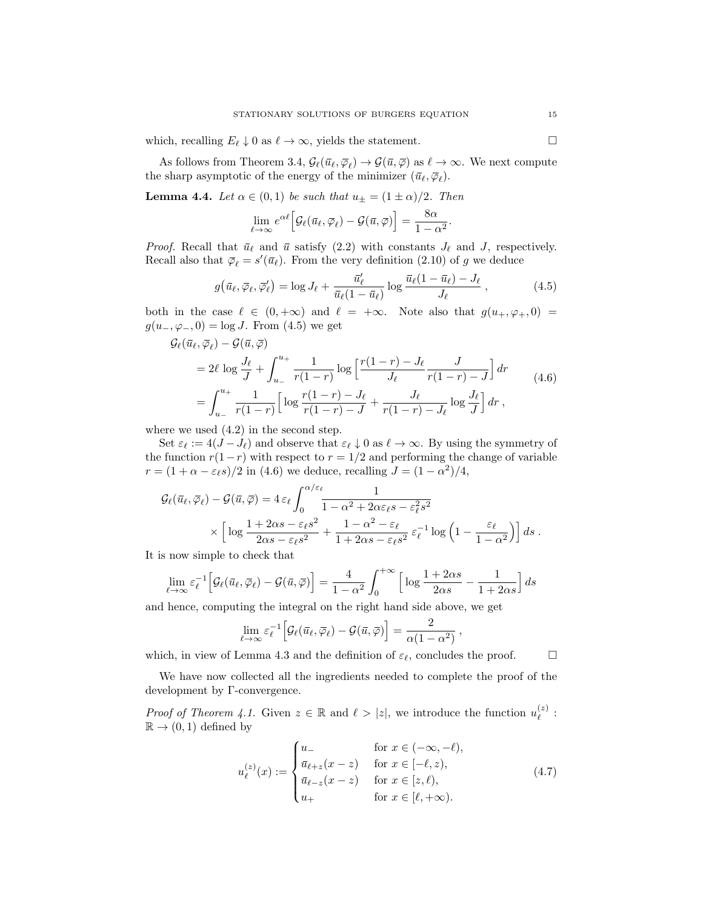which, recalling $E_\ell \downarrow 0$ as $\ell \to \infty$, yields the statement. $\square$

As follows from Theorem 3.4, $\mathcal{G}_\ell(\bar u_\ell, \bar\varphi_\ell) \to \mathcal{G}(\bar u, \bar\varphi)$ as $\ell \to \infty$. We next compute the sharp asymptotic of the energy of the minimizer $(\bar u_\ell, \bar\varphi_\ell)$.

**Lemma 4.4.** *Let $\alpha \in (0,1)$ be such that $u_\pm = (1 \pm \alpha)/2$. Then*

$$\lim_{\ell\to\infty} e^{\alpha\ell}\Big[\mathcal{G}_\ell(\bar u_\ell, \bar\varphi_\ell) - \mathcal{G}(\bar u, \bar\varphi)\Big] = \frac{8\alpha}{1-\alpha^2}.$$

*Proof.* Recall that $\bar u_\ell$ and $\bar u$ satisfy (2.2) with constants $J_\ell$ and $J$, respectively. Recall also that $\bar\varphi_\ell = s'(\bar u_\ell)$. From the very definition (2.10) of $g$ we deduce

$$g\big(\bar u_\ell, \bar\varphi_\ell, \bar\varphi_\ell'\big) = \log J_\ell + \frac{\bar u_\ell'}{\bar u_\ell(1-\bar u_\ell)} \log\frac{\bar u_\ell(1-\bar u_\ell) - J_\ell}{J_\ell}\,, \tag{4.5}$$

both in the case $\ell \in (0,+\infty)$ and $\ell = +\infty$. Note also that $g(u_+,\varphi_+,0) = g(u_-,\varphi_-,0) = \log J$. From (4.5) we get

$$\begin{aligned}
&\mathcal{G}_\ell(\bar u_\ell, \bar\varphi_\ell) - \mathcal{G}(\bar u, \bar\varphi)\\
&\quad = 2\ell\,\log\frac{J_\ell}{J} + \int_{u_-}^{u_+} \frac{1}{r(1-r)}\log\Big[\frac{r(1-r)-J_\ell}{J_\ell}\frac{J}{r(1-r)-J}\Big]\,dr\\
&\quad = \int_{u_-}^{u_+} \frac{1}{r(1-r)}\Big[\log\frac{r(1-r)-J_\ell}{r(1-r)-J} + \frac{J_\ell}{r(1-r)-J_\ell}\log\frac{J_\ell}{J}\Big]\,dr\,,
\end{aligned}\tag{4.6}$$

where we used (4.2) in the second step.

Set $\varepsilon_\ell := 4(J - J_\ell)$ and observe that $\varepsilon_\ell \downarrow 0$ as $\ell \to \infty$. By using the symmetry of the function $r(1-r)$ with respect to $r = 1/2$ and performing the change of variable $r = (1+\alpha-\varepsilon_\ell s)/2$ in (4.6) we deduce, recalling $J = (1-\alpha^2)/4$,

$$\begin{aligned}
\mathcal{G}_\ell(\bar u_\ell, \bar\varphi_\ell) - \mathcal{G}(\bar u, \bar\varphi) &= 4\,\varepsilon_\ell \int_0^{\alpha/\varepsilon_\ell} \frac{1}{1-\alpha^2+2\alpha\varepsilon_\ell s - \varepsilon_\ell^2 s^2}\\
&\quad\times\Big[\log\frac{1+2\alpha s - \varepsilon_\ell s^2}{2\alpha s - \varepsilon_\ell s^2} + \frac{1-\alpha^2-\varepsilon_\ell}{1+2\alpha s-\varepsilon_\ell s^2}\,\varepsilon_\ell^{-1}\log\Big(1-\frac{\varepsilon_\ell}{1-\alpha^2}\Big)\Big]\,ds\,.
\end{aligned}$$

It is now simple to check that

$$\lim_{\ell\to\infty}\varepsilon_\ell^{-1}\Big[\mathcal{G}_\ell(\bar u_\ell, \bar\varphi_\ell) - \mathcal{G}(\bar u, \bar\varphi)\Big] = \frac{4}{1-\alpha^2}\int_0^{+\infty}\Big[\log\frac{1+2\alpha s}{2\alpha s} - \frac{1}{1+2\alpha s}\Big]\,ds$$

and hence, computing the integral on the right hand side above, we get

$$\lim_{\ell\to\infty}\varepsilon_\ell^{-1}\Big[\mathcal{G}_\ell(\bar u_\ell, \bar\varphi_\ell) - \mathcal{G}(\bar u, \bar\varphi)\Big] = \frac{2}{\alpha(1-\alpha^2)}\,,$$

which, in view of Lemma 4.3 and the definition of $\varepsilon_\ell$, concludes the proof. $\square$

We have now collected all the ingredients needed to complete the proof of the development by Γ-convergence.

*Proof of Theorem 4.1.* Given $z \in \mathbb{R}$ and $\ell > |z|$, we introduce the function $u_\ell^{(z)} : \mathbb{R} \to (0,1)$ defined by

$$u_\ell^{(z)}(x) := \begin{cases} u_- & \text{for } x \in (-\infty,-\ell),\\ \bar u_{\ell+z}(x-z) & \text{for } x \in [-\ell, z),\\ \bar u_{\ell-z}(x-z) & \text{for } x \in [z,\ell),\\ u_+ & \text{for } x \in [\ell,+\infty). \end{cases}\tag{4.7}$$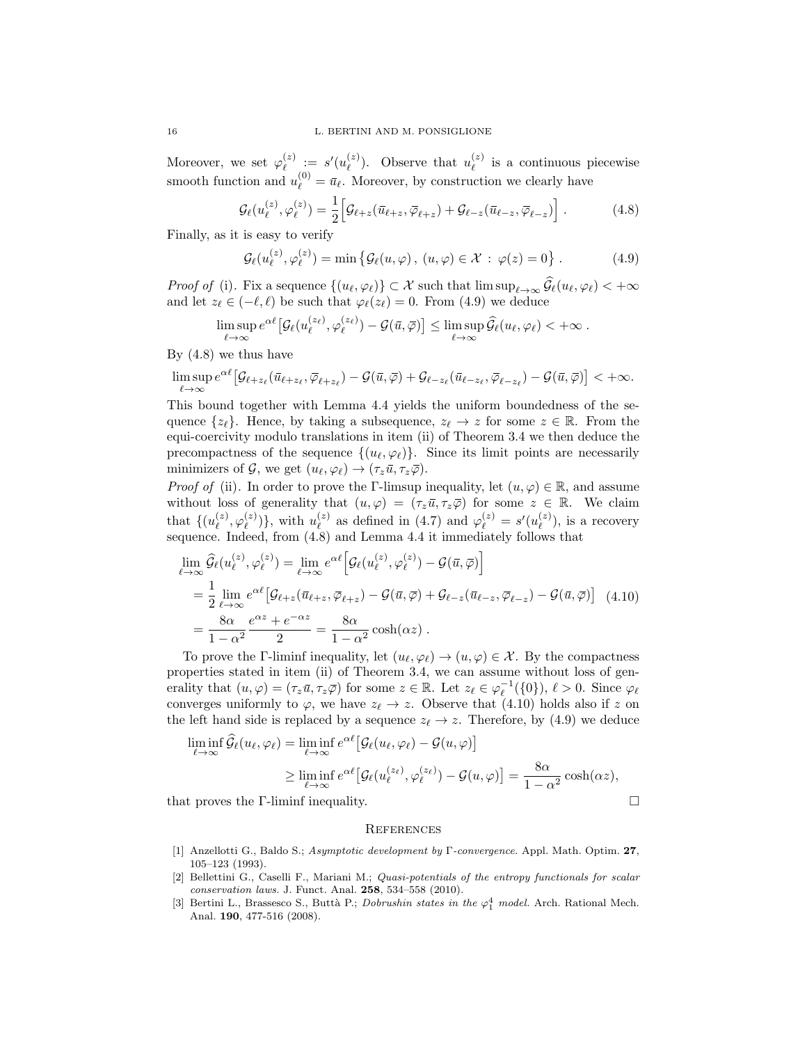Moreover, we set $\varphi_\ell^{(z)} := s'(u_\ell^{(z)})$. Observe that $u_\ell^{(z)}$ is a continuous piecewise smooth function and $u_\ell^{(0)} = \bar{u}_\ell$. Moreover, by construction we clearly have

$$\mathcal{G}_\ell(u_\ell^{(z)}, \varphi_\ell^{(z)}) = \frac{1}{2}\Big[\mathcal{G}_{\ell+z}(\bar{u}_{\ell+z}, \bar{\varphi}_{\ell+z}) + \mathcal{G}_{\ell-z}(\bar{u}_{\ell-z}, \bar{\varphi}_{\ell-z})\Big]\,. \tag{4.8}$$

Finally, as it is easy to verify

$$\mathcal{G}_\ell(u_\ell^{(z)}, \varphi_\ell^{(z)}) = \min\big\{\mathcal{G}_\ell(u,\varphi)\,,\ (u,\varphi)\in\mathcal{X}\,:\,\varphi(z)=0\big\}\,. \tag{4.9}$$

*Proof of* (i). Fix a sequence $\{(u_\ell,\varphi_\ell)\}\subset\mathcal{X}$ such that $\limsup_{\ell\to\infty}\widehat{\mathcal{G}}_\ell(u_\ell,\varphi_\ell)<+\infty$ and let $z_\ell\in(-\ell,\ell)$ be such that $\varphi_\ell(z_\ell)=0$. From (4.9) we deduce

$$\limsup_{\ell\to\infty} e^{\alpha\ell}\big[\mathcal{G}_\ell(u_\ell^{(z_\ell)},\varphi_\ell^{(z_\ell)}) - \mathcal{G}(\bar{u},\bar{\varphi})\big] \le \limsup_{\ell\to\infty}\widehat{\mathcal{G}}_\ell(u_\ell,\varphi_\ell) < +\infty\,.$$

By (4.8) we thus have

$$\limsup_{\ell\to\infty} e^{\alpha\ell}\big[\mathcal{G}_{\ell+z_\ell}(\bar{u}_{\ell+z_\ell},\bar{\varphi}_{\ell+z_\ell}) - \mathcal{G}(\bar{u},\bar{\varphi}) + \mathcal{G}_{\ell-z_\ell}(\bar{u}_{\ell-z_\ell},\bar{\varphi}_{\ell-z_\ell}) - \mathcal{G}(\bar{u},\bar{\varphi})\big] < +\infty.$$

This bound together with Lemma 4.4 yields the uniform boundedness of the sequence $\{z_\ell\}$. Hence, by taking a subsequence, $z_\ell\to z$ for some $z\in\mathbb{R}$. From the equi-coercivity modulo translations in item (ii) of Theorem 3.4 we then deduce the precompactness of the sequence $\{(u_\ell,\varphi_\ell)\}$. Since its limit points are necessarily minimizers of $\mathcal{G}$, we get $(u_\ell,\varphi_\ell)\to(\tau_z\bar{u},\tau_z\bar{\varphi})$.

*Proof of* (ii). In order to prove the Γ-limsup inequality, let $(u,\varphi)\in\mathbb{R}$, and assume without loss of generality that $(u,\varphi)=(\tau_z\bar{u},\tau_z\bar{\varphi})$ for some $z\in\mathbb{R}$. We claim that $\{(u_\ell^{(z)},\varphi_\ell^{(z)})\}$, with $u_\ell^{(z)}$ as defined in (4.7) and $\varphi_\ell^{(z)}=s'(u_\ell^{(z)})$, is a recovery sequence. Indeed, from (4.8) and Lemma 4.4 it immediately follows that

$$\begin{aligned}
\lim_{\ell\to\infty}\widehat{\mathcal{G}}_\ell(u_\ell^{(z)},\varphi_\ell^{(z)}) &= \lim_{\ell\to\infty} e^{\alpha\ell}\Big[\mathcal{G}_\ell(u_\ell^{(z)},\varphi_\ell^{(z)}) - \mathcal{G}(\bar{u},\bar{\varphi})\Big]\\
&= \frac{1}{2}\lim_{\ell\to\infty} e^{\alpha\ell}\big[\mathcal{G}_{\ell+z}(\bar{u}_{\ell+z},\bar{\varphi}_{\ell+z}) - \mathcal{G}(\bar{u},\bar{\varphi}) + \mathcal{G}_{\ell-z}(\bar{u}_{\ell-z},\bar{\varphi}_{\ell-z}) - \mathcal{G}(\bar{u},\bar{\varphi})\big] \quad (4.10)\\
&= \frac{8\alpha}{1-\alpha^2}\,\frac{e^{\alpha z}+e^{-\alpha z}}{2} = \frac{8\alpha}{1-\alpha^2}\cosh(\alpha z)\,.
\end{aligned}$$

To prove the Γ-liminf inequality, let $(u_\ell,\varphi_\ell)\to(u,\varphi)\in\mathcal{X}$. By the compactness properties stated in item (ii) of Theorem 3.4, we can assume without loss of generality that $(u,\varphi)=(\tau_z\bar{u},\tau_z\bar{\varphi})$ for some $z\in\mathbb{R}$. Let $z_\ell\in\varphi_\ell^{-1}(\{0\})$, $\ell>0$. Since $\varphi_\ell$ converges uniformly to $\varphi$, we have $z_\ell\to z$. Observe that (4.10) holds also if $z$ on the left hand side is replaced by a sequence $z_\ell\to z$. Therefore, by (4.9) we deduce

$$\begin{aligned}
\liminf_{\ell\to\infty}\widehat{\mathcal{G}}_\ell(u_\ell,\varphi_\ell) &= \liminf_{\ell\to\infty} e^{\alpha\ell}\big[\mathcal{G}_\ell(u_\ell,\varphi_\ell) - \mathcal{G}(u,\varphi)\big]\\
&\ge \liminf_{\ell\to\infty} e^{\alpha\ell}\big[\mathcal{G}_\ell(u_\ell^{(z_\ell)},\varphi_\ell^{(z_\ell)}) - \mathcal{G}(u,\varphi)\big] = \frac{8\alpha}{1-\alpha^2}\cosh(\alpha z),
\end{aligned}$$

that proves the Γ-liminf inequality. □

## References

[1] Anzellotti G., Baldo S.; *Asymptotic development by Γ-convergence.* Appl. Math. Optim. **27**, 105–123 (1993).

[2] Bellettini G., Caselli F., Mariani M.; *Quasi-potentials of the entropy functionals for scalar conservation laws.* J. Funct. Anal. **258**, 534–558 (2010).

[3] Bertini L., Brassesco S., Buttà P.; *Dobrushin states in the $\varphi_1^4$ model.* Arch. Rational Mech. Anal. **190**, 477-516 (2008).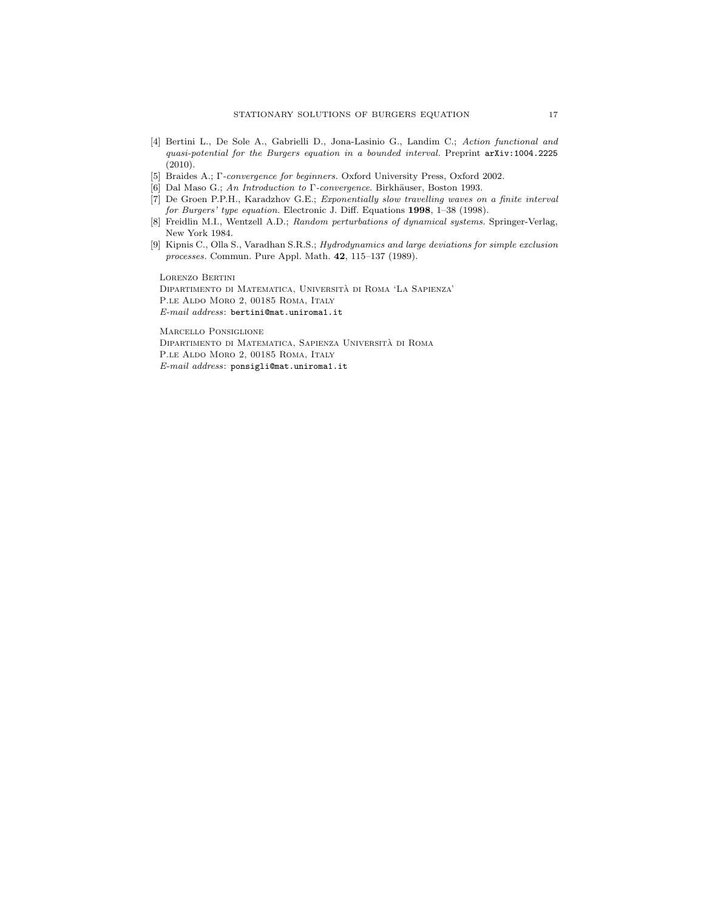[4] Bertini L., De Sole A., Gabrielli D., Jona-Lasinio G., Landim C.; *Action functional and quasi-potential for the Burgers equation in a bounded interval.* Preprint arXiv:1004.2225 (2010).

[5] Braides A.; *Γ-convergence for beginners*. Oxford University Press, Oxford 2002.

[6] Dal Maso G.; *An Introduction to Γ-convergence*. Birkhäuser, Boston 1993.

[7] De Groen P.P.H., Karadzhov G.E.; *Exponentially slow travelling waves on a finite interval for Burgers' type equation.* Electronic J. Diff. Equations **1998**, 1–38 (1998).

[8] Freidlin M.I., Wentzell A.D.; *Random perturbations of dynamical systems*. Springer-Verlag, New York 1984.

[9] Kipnis C., Olla S., Varadhan S.R.S.; *Hydrodynamics and large deviations for simple exclusion processes.* Commun. Pure Appl. Math. **42**, 115–137 (1989).

Lorenzo Bertini
Dipartimento di Matematica, Università di Roma 'La Sapienza'
P.le Aldo Moro 2, 00185 Roma, Italy
*E-mail address*: bertini@mat.uniroma1.it

Marcello Ponsiglione
Dipartimento di Matematica, Sapienza Università di Roma
P.le Aldo Moro 2, 00185 Roma, Italy
*E-mail address*: ponsigli@mat.uniroma1.it